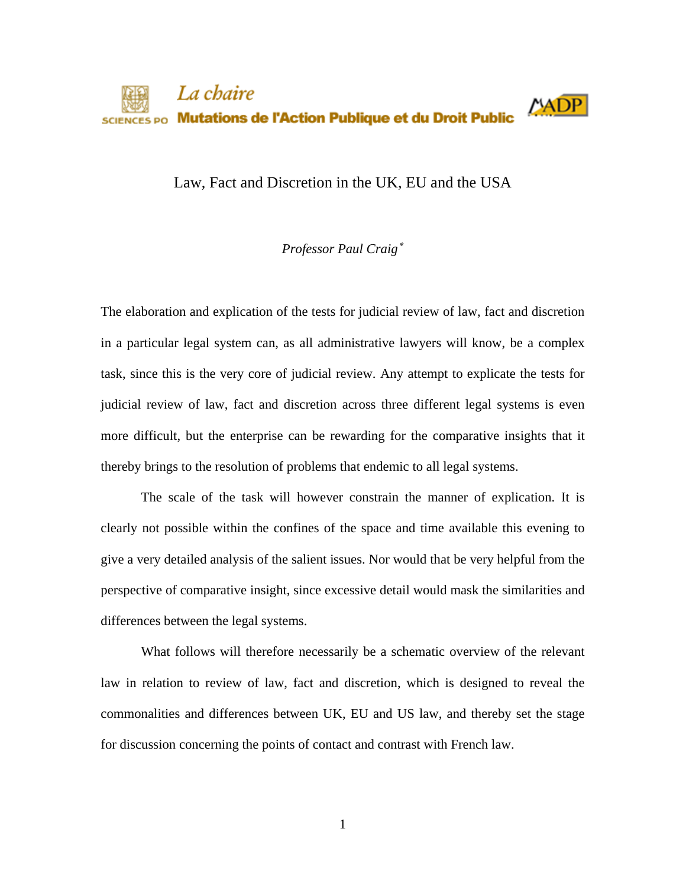La chaire

SCIENCES PO **Mutations de l'Action Publique et du Droit Public** MADP

# Law, Fact and Discretion in the UK, EU and the USA

*Professor Paul Craig*[*]

The elaboration and explication of the tests for judicial review of law, fact and discretion in a particular legal system can, as all administrative lawyers will know, be a complex task, since this is the very core of judicial review. Any attempt to explicate the tests for judicial review of law, fact and discretion across three different legal systems is even more difficult, but the enterprise can be rewarding for the comparative insights that it thereby brings to the resolution of problems that endemic to all legal systems.

The scale of the task will however constrain the manner of explication. It is clearly not possible within the confines of the space and time available this evening to give a very detailed analysis of the salient issues. Nor would that be very helpful from the perspective of comparative insight, since excessive detail would mask the similarities and differences between the legal systems.

What follows will therefore necessarily be a schematic overview of the relevant law in relation to review of law, fact and discretion, which is designed to reveal the commonalities and differences between UK, EU and US law, and thereby set the stage for discussion concerning the points of contact and contrast with French law.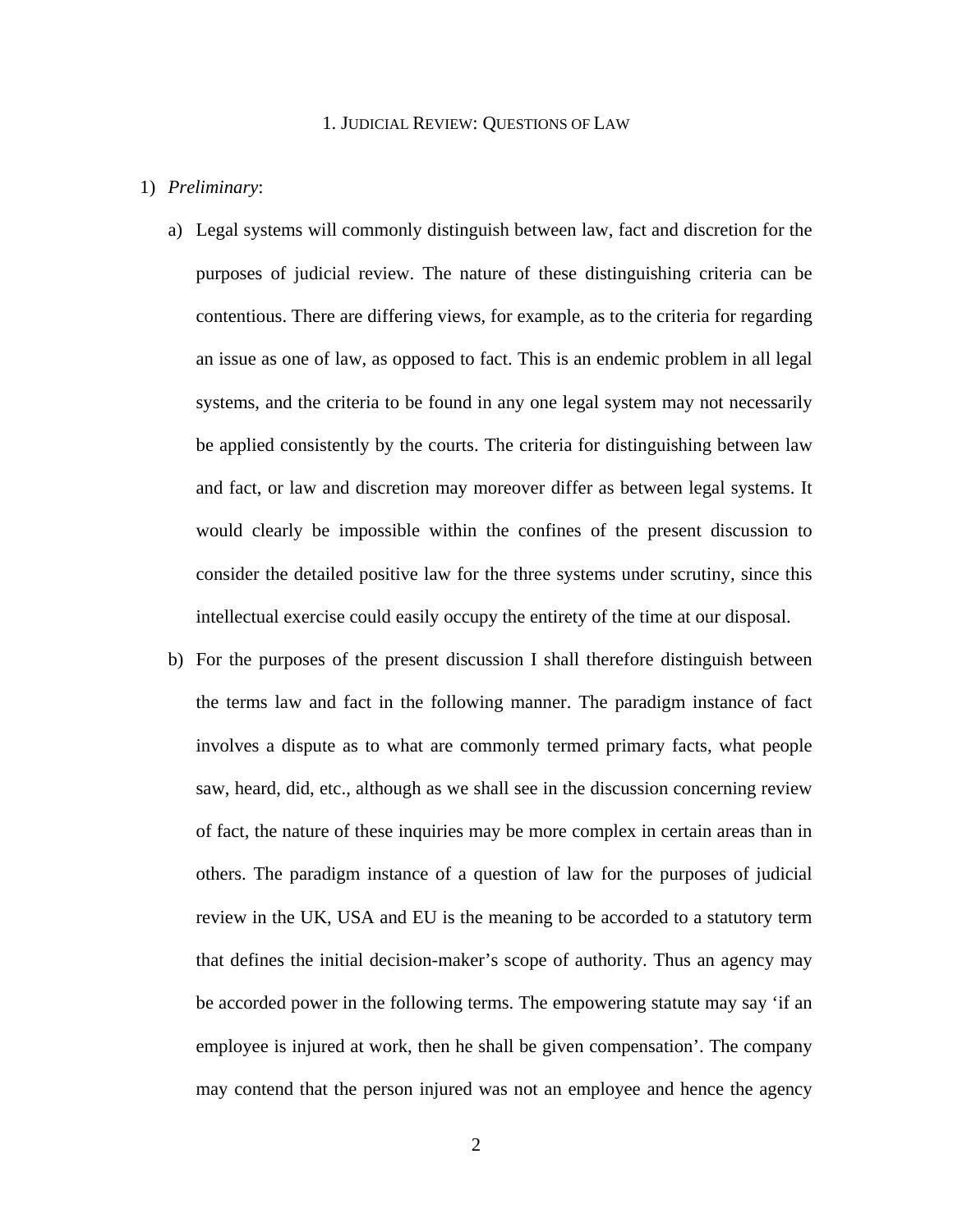# 1. Judicial Review: Questions of Law

1) *Preliminary*:

   a) Legal systems will commonly distinguish between law, fact and discretion for the purposes of judicial review. The nature of these distinguishing criteria can be contentious. There are differing views, for example, as to the criteria for regarding an issue as one of law, as opposed to fact. This is an endemic problem in all legal systems, and the criteria to be found in any one legal system may not necessarily be applied consistently by the courts. The criteria for distinguishing between law and fact, or law and discretion may moreover differ as between legal systems. It would clearly be impossible within the confines of the present discussion to consider the detailed positive law for the three systems under scrutiny, since this intellectual exercise could easily occupy the entirety of the time at our disposal.

   b) For the purposes of the present discussion I shall therefore distinguish between the terms law and fact in the following manner. The paradigm instance of fact involves a dispute as to what are commonly termed primary facts, what people saw, heard, did, etc., although as we shall see in the discussion concerning review of fact, the nature of these inquiries may be more complex in certain areas than in others. The paradigm instance of a question of law for the purposes of judicial review in the UK, USA and EU is the meaning to be accorded to a statutory term that defines the initial decision-maker's scope of authority. Thus an agency may be accorded power in the following terms. The empowering statute may say 'if an employee is injured at work, then he shall be given compensation'. The company may contend that the person injured was not an employee and hence the agency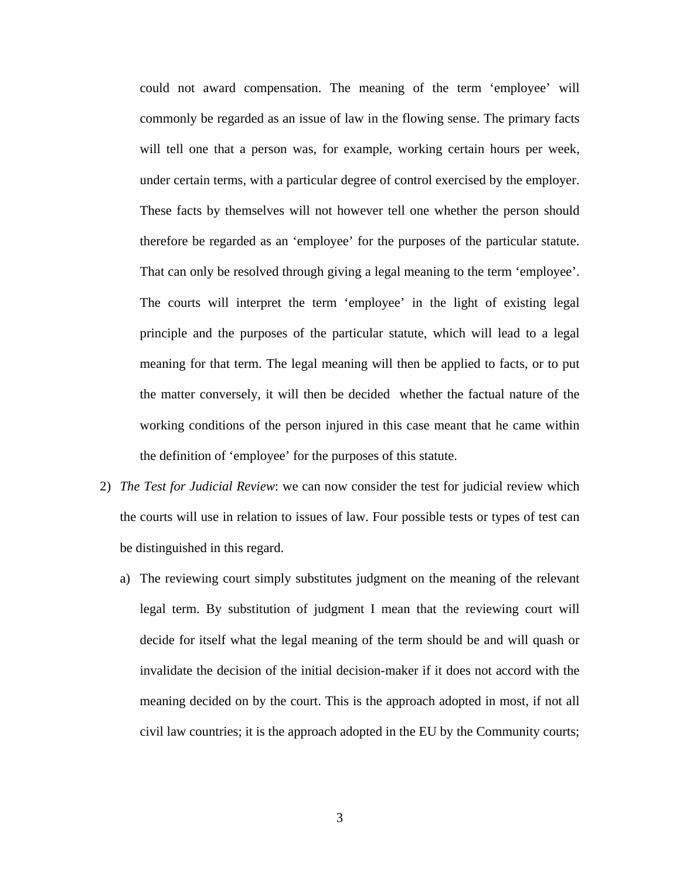could not award compensation. The meaning of the term ‘employee’ will commonly be regarded as an issue of law in the flowing sense. The primary facts will tell one that a person was, for example, working certain hours per week, under certain terms, with a particular degree of control exercised by the employer. These facts by themselves will not however tell one whether the person should therefore be regarded as an ‘employee’ for the purposes of the particular statute. That can only be resolved through giving a legal meaning to the term ‘employee’. The courts will interpret the term ‘employee’ in the light of existing legal principle and the purposes of the particular statute, which will lead to a legal meaning for that term. The legal meaning will then be applied to facts, or to put the matter conversely, it will then be decided whether the factual nature of the working conditions of the person injured in this case meant that he came within the definition of ‘employee’ for the purposes of this statute.

2) *The Test for Judicial Review*: we can now consider the test for judicial review which the courts will use in relation to issues of law. Four possible tests or types of test can be distinguished in this regard.

   a) The reviewing court simply substitutes judgment on the meaning of the relevant legal term. By substitution of judgment I mean that the reviewing court will decide for itself what the legal meaning of the term should be and will quash or invalidate the decision of the initial decision-maker if it does not accord with the meaning decided on by the court. This is the approach adopted in most, if not all civil law countries; it is the approach adopted in the EU by the Community courts;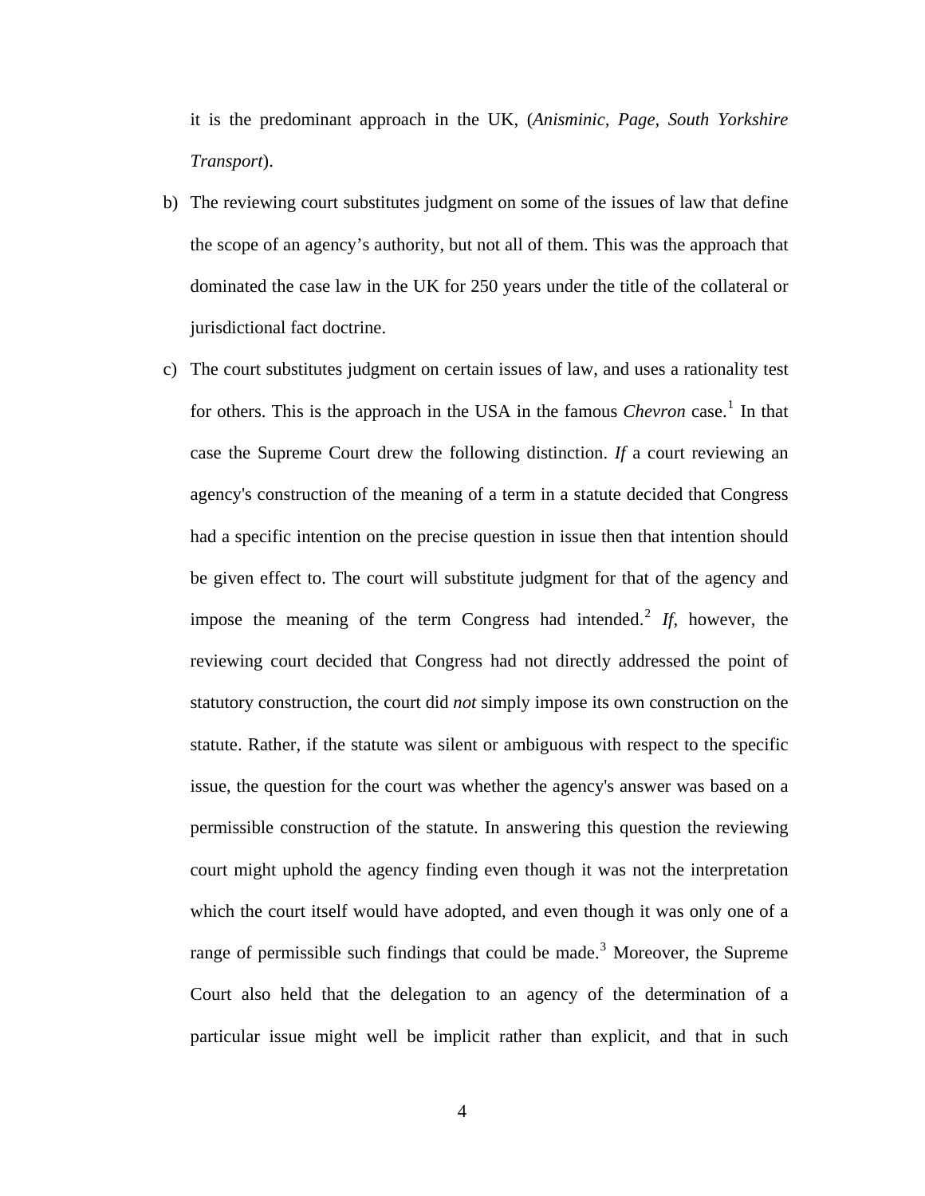it is the predominant approach in the UK, (*Anisminic, Page, South Yorkshire Transport*).

b) The reviewing court substitutes judgment on some of the issues of law that define the scope of an agency's authority, but not all of them. This was the approach that dominated the case law in the UK for 250 years under the title of the collateral or jurisdictional fact doctrine.

c) The court substitutes judgment on certain issues of law, and uses a rationality test for others. This is the approach in the USA in the famous *Chevron* case.[1] In that case the Supreme Court drew the following distinction. *If* a court reviewing an agency's construction of the meaning of a term in a statute decided that Congress had a specific intention on the precise question in issue then that intention should be given effect to. The court will substitute judgment for that of the agency and impose the meaning of the term Congress had intended.[2] *If*, however, the reviewing court decided that Congress had not directly addressed the point of statutory construction, the court did *not* simply impose its own construction on the statute. Rather, if the statute was silent or ambiguous with respect to the specific issue, the question for the court was whether the agency's answer was based on a permissible construction of the statute. In answering this question the reviewing court might uphold the agency finding even though it was not the interpretation which the court itself would have adopted, and even though it was only one of a range of permissible such findings that could be made.[3] Moreover, the Supreme Court also held that the delegation to an agency of the determination of a particular issue might well be implicit rather than explicit, and that in such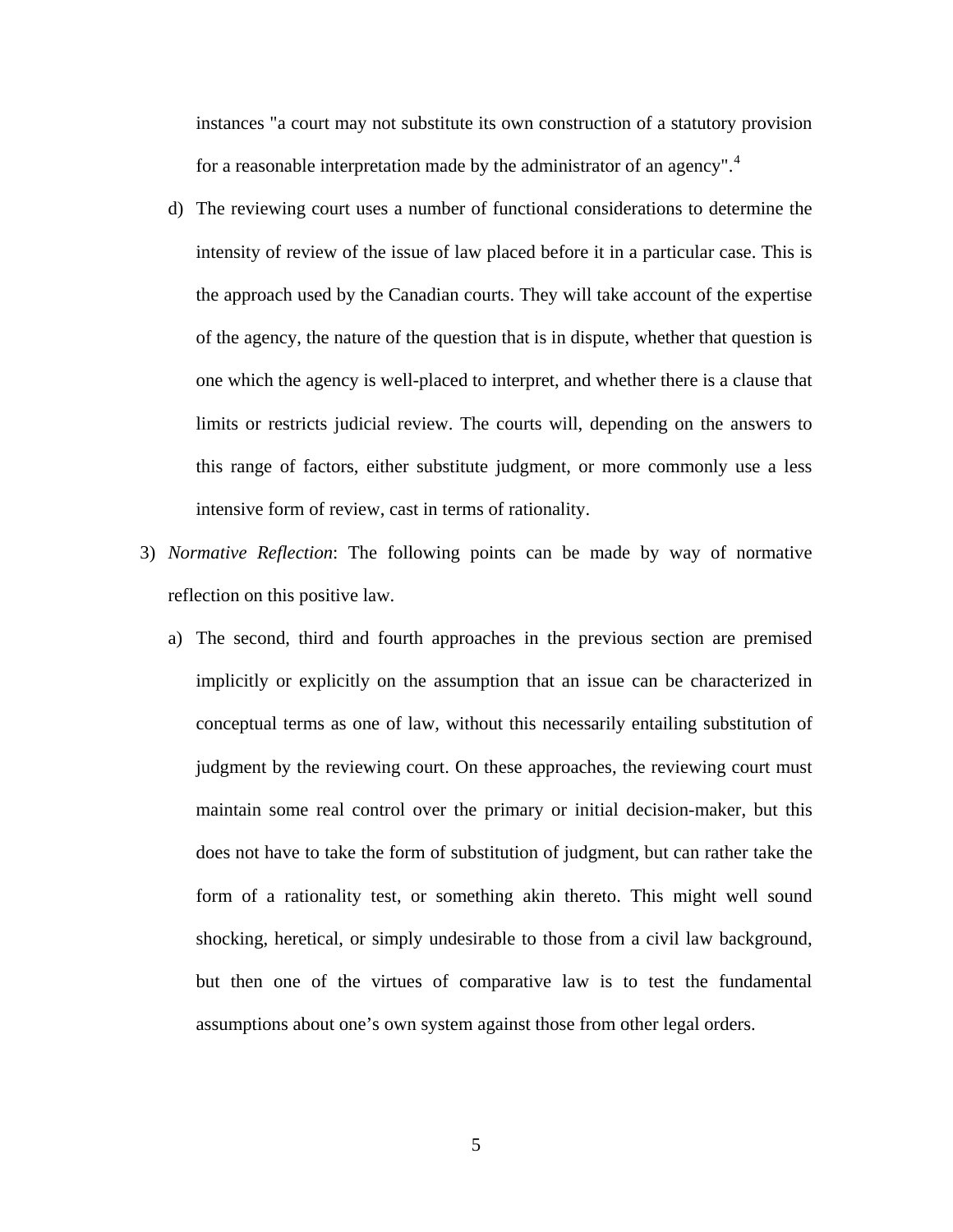instances "a court may not substitute its own construction of a statutory provision for a reasonable interpretation made by the administrator of an agency".[4]

d) The reviewing court uses a number of functional considerations to determine the intensity of review of the issue of law placed before it in a particular case. This is the approach used by the Canadian courts. They will take account of the expertise of the agency, the nature of the question that is in dispute, whether that question is one which the agency is well-placed to interpret, and whether there is a clause that limits or restricts judicial review. The courts will, depending on the answers to this range of factors, either substitute judgment, or more commonly use a less intensive form of review, cast in terms of rationality.

3) *Normative Reflection*: The following points can be made by way of normative reflection on this positive law.

a) The second, third and fourth approaches in the previous section are premised implicitly or explicitly on the assumption that an issue can be characterized in conceptual terms as one of law, without this necessarily entailing substitution of judgment by the reviewing court. On these approaches, the reviewing court must maintain some real control over the primary or initial decision-maker, but this does not have to take the form of substitution of judgment, but can rather take the form of a rationality test, or something akin thereto. This might well sound shocking, heretical, or simply undesirable to those from a civil law background, but then one of the virtues of comparative law is to test the fundamental assumptions about one's own system against those from other legal orders.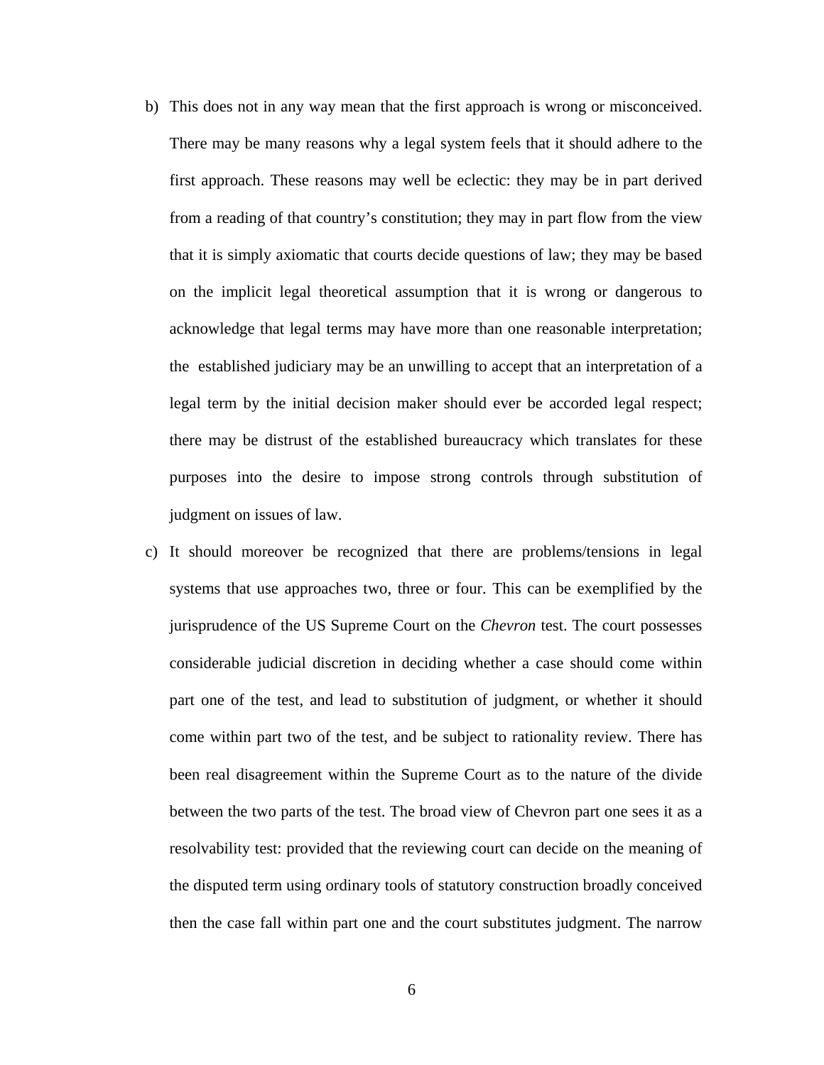b) This does not in any way mean that the first approach is wrong or misconceived. There may be many reasons why a legal system feels that it should adhere to the first approach. These reasons may well be eclectic: they may be in part derived from a reading of that country's constitution; they may in part flow from the view that it is simply axiomatic that courts decide questions of law; they may be based on the implicit legal theoretical assumption that it is wrong or dangerous to acknowledge that legal terms may have more than one reasonable interpretation; the established judiciary may be an unwilling to accept that an interpretation of a legal term by the initial decision maker should ever be accorded legal respect; there may be distrust of the established bureaucracy which translates for these purposes into the desire to impose strong controls through substitution of judgment on issues of law.

c) It should moreover be recognized that there are problems/tensions in legal systems that use approaches two, three or four. This can be exemplified by the jurisprudence of the US Supreme Court on the *Chevron* test. The court possesses considerable judicial discretion in deciding whether a case should come within part one of the test, and lead to substitution of judgment, or whether it should come within part two of the test, and be subject to rationality review. There has been real disagreement within the Supreme Court as to the nature of the divide between the two parts of the test. The broad view of Chevron part one sees it as a resolvability test: provided that the reviewing court can decide on the meaning of the disputed term using ordinary tools of statutory construction broadly conceived then the case fall within part one and the court substitutes judgment. The narrow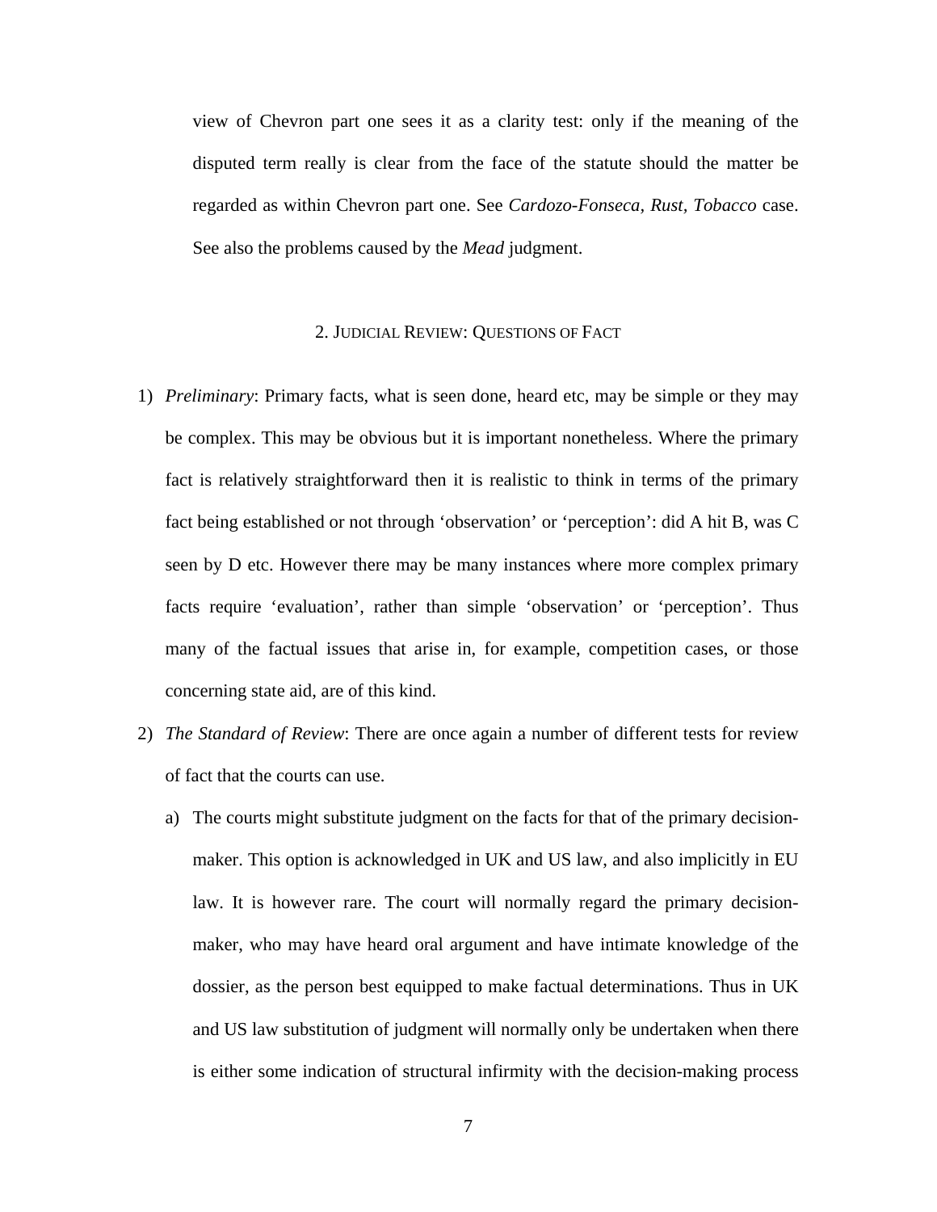view of Chevron part one sees it as a clarity test: only if the meaning of the disputed term really is clear from the face of the statute should the matter be regarded as within Chevron part one. See *Cardozo-Fonseca, Rust, Tobacco* case. See also the problems caused by the *Mead* judgment.

## 2. JUDICIAL REVIEW: QUESTIONS OF FACT

1) *Preliminary*: Primary facts, what is seen done, heard etc, may be simple or they may be complex. This may be obvious but it is important nonetheless. Where the primary fact is relatively straightforward then it is realistic to think in terms of the primary fact being established or not through 'observation' or 'perception': did A hit B, was C seen by D etc. However there may be many instances where more complex primary facts require 'evaluation', rather than simple 'observation' or 'perception'. Thus many of the factual issues that arise in, for example, competition cases, or those concerning state aid, are of this kind.

2) *The Standard of Review*: There are once again a number of different tests for review of fact that the courts can use.

   a) The courts might substitute judgment on the facts for that of the primary decision-maker. This option is acknowledged in UK and US law, and also implicitly in EU law. It is however rare. The court will normally regard the primary decision-maker, who may have heard oral argument and have intimate knowledge of the dossier, as the person best equipped to make factual determinations. Thus in UK and US law substitution of judgment will normally only be undertaken when there is either some indication of structural infirmity with the decision-making process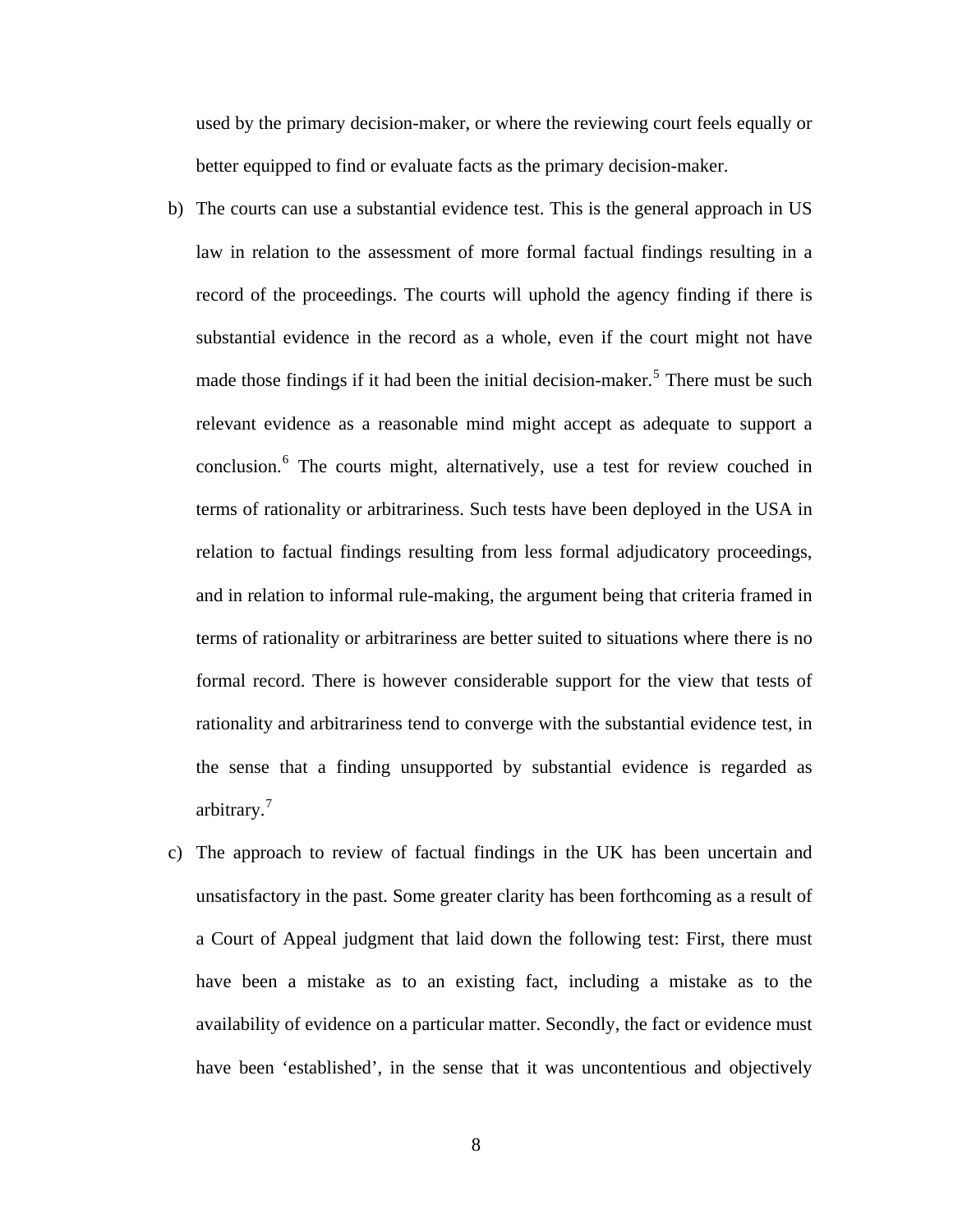used by the primary decision-maker, or where the reviewing court feels equally or better equipped to find or evaluate facts as the primary decision-maker.

b) The courts can use a substantial evidence test. This is the general approach in US law in relation to the assessment of more formal factual findings resulting in a record of the proceedings. The courts will uphold the agency finding if there is substantial evidence in the record as a whole, even if the court might not have made those findings if it had been the initial decision-maker.[5] There must be such relevant evidence as a reasonable mind might accept as adequate to support a conclusion.[6] The courts might, alternatively, use a test for review couched in terms of rationality or arbitrariness. Such tests have been deployed in the USA in relation to factual findings resulting from less formal adjudicatory proceedings, and in relation to informal rule-making, the argument being that criteria framed in terms of rationality or arbitrariness are better suited to situations where there is no formal record. There is however considerable support for the view that tests of rationality and arbitrariness tend to converge with the substantial evidence test, in the sense that a finding unsupported by substantial evidence is regarded as arbitrary.[7]

c) The approach to review of factual findings in the UK has been uncertain and unsatisfactory in the past. Some greater clarity has been forthcoming as a result of a Court of Appeal judgment that laid down the following test: First, there must have been a mistake as to an existing fact, including a mistake as to the availability of evidence on a particular matter. Secondly, the fact or evidence must have been 'established', in the sense that it was uncontentious and objectively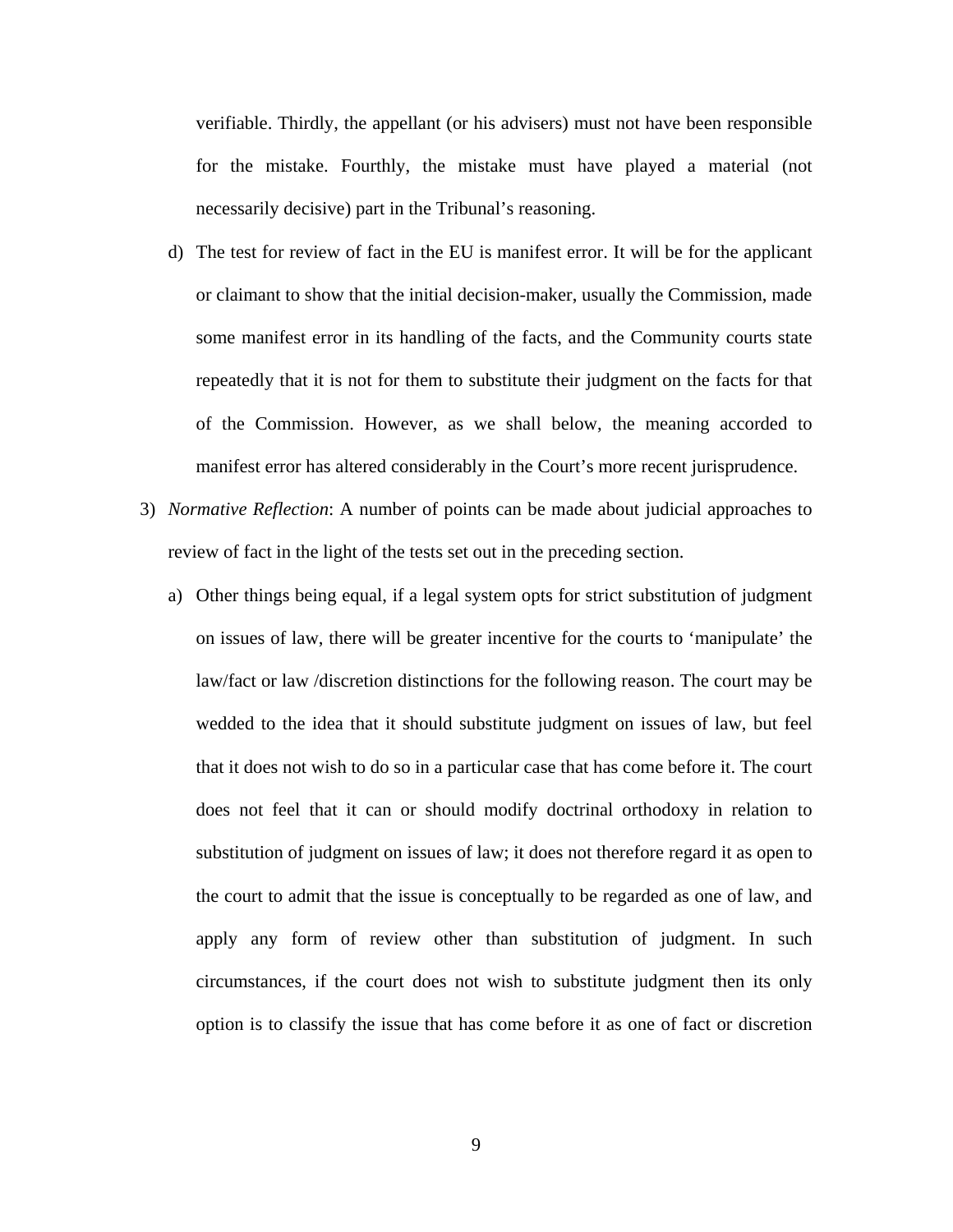verifiable. Thirdly, the appellant (or his advisers) must not have been responsible for the mistake. Fourthly, the mistake must have played a material (not necessarily decisive) part in the Tribunal's reasoning.

d) The test for review of fact in the EU is manifest error. It will be for the applicant or claimant to show that the initial decision-maker, usually the Commission, made some manifest error in its handling of the facts, and the Community courts state repeatedly that it is not for them to substitute their judgment on the facts for that of the Commission. However, as we shall below, the meaning accorded to manifest error has altered considerably in the Court's more recent jurisprudence.

3) *Normative Reflection*: A number of points can be made about judicial approaches to review of fact in the light of the tests set out in the preceding section.

   a) Other things being equal, if a legal system opts for strict substitution of judgment on issues of law, there will be greater incentive for the courts to 'manipulate' the law/fact or law /discretion distinctions for the following reason. The court may be wedded to the idea that it should substitute judgment on issues of law, but feel that it does not wish to do so in a particular case that has come before it. The court does not feel that it can or should modify doctrinal orthodoxy in relation to substitution of judgment on issues of law; it does not therefore regard it as open to the court to admit that the issue is conceptually to be regarded as one of law, and apply any form of review other than substitution of judgment. In such circumstances, if the court does not wish to substitute judgment then its only option is to classify the issue that has come before it as one of fact or discretion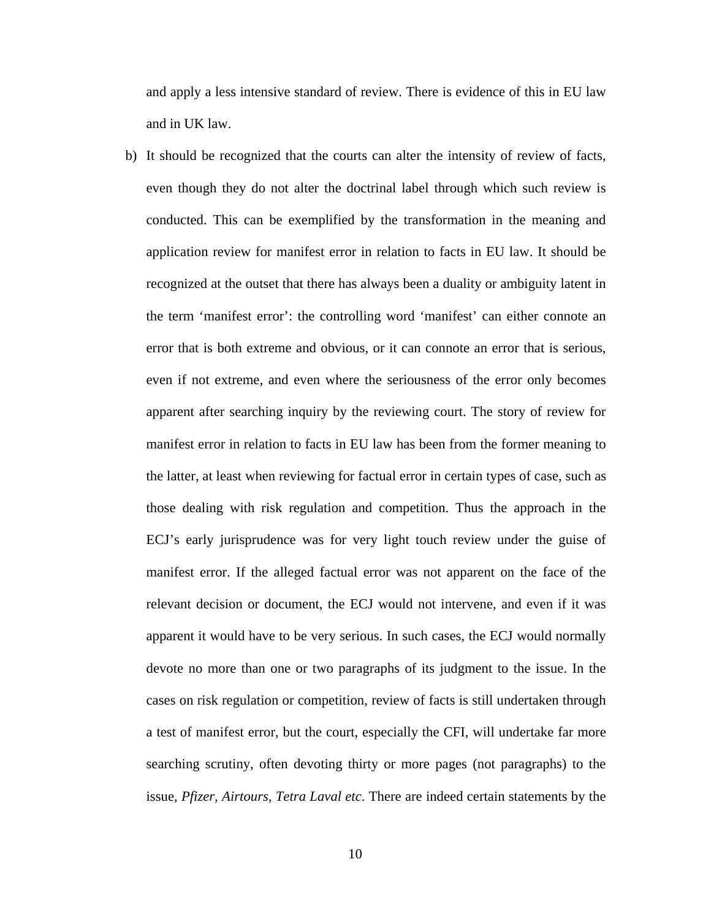and apply a less intensive standard of review. There is evidence of this in EU law and in UK law.

b) It should be recognized that the courts can alter the intensity of review of facts, even though they do not alter the doctrinal label through which such review is conducted. This can be exemplified by the transformation in the meaning and application review for manifest error in relation to facts in EU law. It should be recognized at the outset that there has always been a duality or ambiguity latent in the term 'manifest error': the controlling word 'manifest' can either connote an error that is both extreme and obvious, or it can connote an error that is serious, even if not extreme, and even where the seriousness of the error only becomes apparent after searching inquiry by the reviewing court. The story of review for manifest error in relation to facts in EU law has been from the former meaning to the latter, at least when reviewing for factual error in certain types of case, such as those dealing with risk regulation and competition. Thus the approach in the ECJ's early jurisprudence was for very light touch review under the guise of manifest error. If the alleged factual error was not apparent on the face of the relevant decision or document, the ECJ would not intervene, and even if it was apparent it would have to be very serious. In such cases, the ECJ would normally devote no more than one or two paragraphs of its judgment to the issue. In the cases on risk regulation or competition, review of facts is still undertaken through a test of manifest error, but the court, especially the CFI, will undertake far more searching scrutiny, often devoting thirty or more pages (not paragraphs) to the issue, *Pfizer, Airtours, Tetra Laval etc*. There are indeed certain statements by the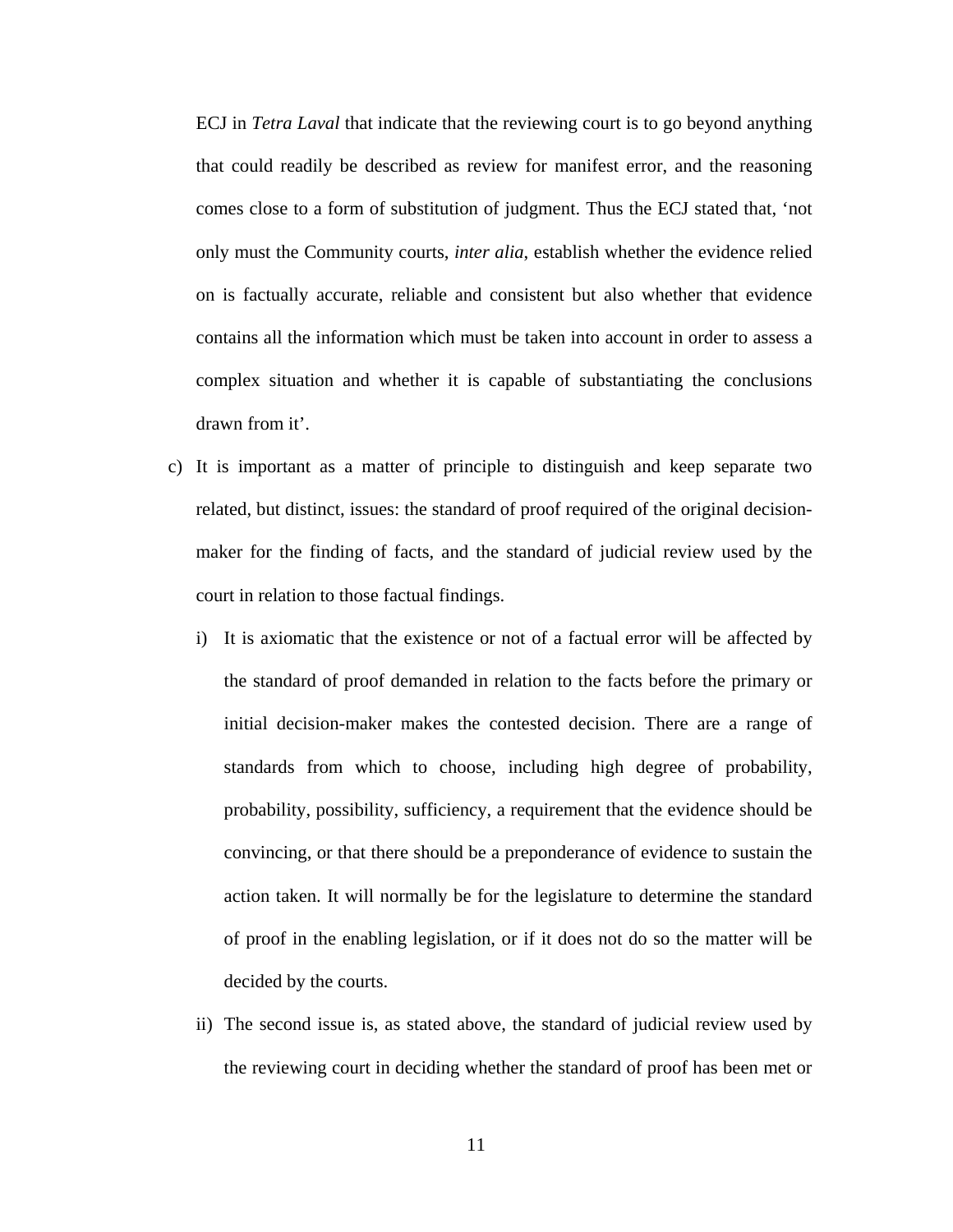ECJ in *Tetra Laval* that indicate that the reviewing court is to go beyond anything that could readily be described as review for manifest error, and the reasoning comes close to a form of substitution of judgment. Thus the ECJ stated that, 'not only must the Community courts, *inter alia*, establish whether the evidence relied on is factually accurate, reliable and consistent but also whether that evidence contains all the information which must be taken into account in order to assess a complex situation and whether it is capable of substantiating the conclusions drawn from it'.

c) It is important as a matter of principle to distinguish and keep separate two related, but distinct, issues: the standard of proof required of the original decision-maker for the finding of facts, and the standard of judicial review used by the court in relation to those factual findings.

   i) It is axiomatic that the existence or not of a factual error will be affected by the standard of proof demanded in relation to the facts before the primary or initial decision-maker makes the contested decision. There are a range of standards from which to choose, including high degree of probability, probability, possibility, sufficiency, a requirement that the evidence should be convincing, or that there should be a preponderance of evidence to sustain the action taken. It will normally be for the legislature to determine the standard of proof in the enabling legislation, or if it does not do so the matter will be decided by the courts.

   ii) The second issue is, as stated above, the standard of judicial review used by the reviewing court in deciding whether the standard of proof has been met or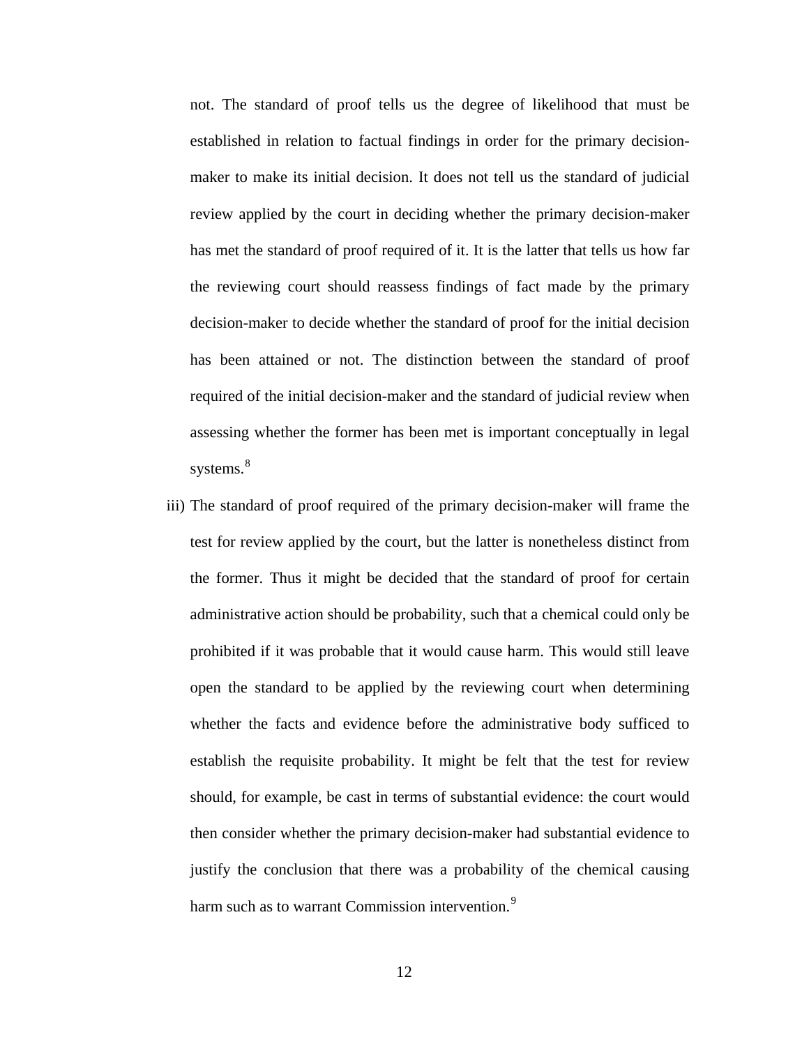not. The standard of proof tells us the degree of likelihood that must be established in relation to factual findings in order for the primary decision-maker to make its initial decision. It does not tell us the standard of judicial review applied by the court in deciding whether the primary decision-maker has met the standard of proof required of it. It is the latter that tells us how far the reviewing court should reassess findings of fact made by the primary decision-maker to decide whether the standard of proof for the initial decision has been attained or not. The distinction between the standard of proof required of the initial decision-maker and the standard of judicial review when assessing whether the former has been met is important conceptually in legal systems.[8]

iii) The standard of proof required of the primary decision-maker will frame the test for review applied by the court, but the latter is nonetheless distinct from the former. Thus it might be decided that the standard of proof for certain administrative action should be probability, such that a chemical could only be prohibited if it was probable that it would cause harm. This would still leave open the standard to be applied by the reviewing court when determining whether the facts and evidence before the administrative body sufficed to establish the requisite probability. It might be felt that the test for review should, for example, be cast in terms of substantial evidence: the court would then consider whether the primary decision-maker had substantial evidence to justify the conclusion that there was a probability of the chemical causing harm such as to warrant Commission intervention.[9]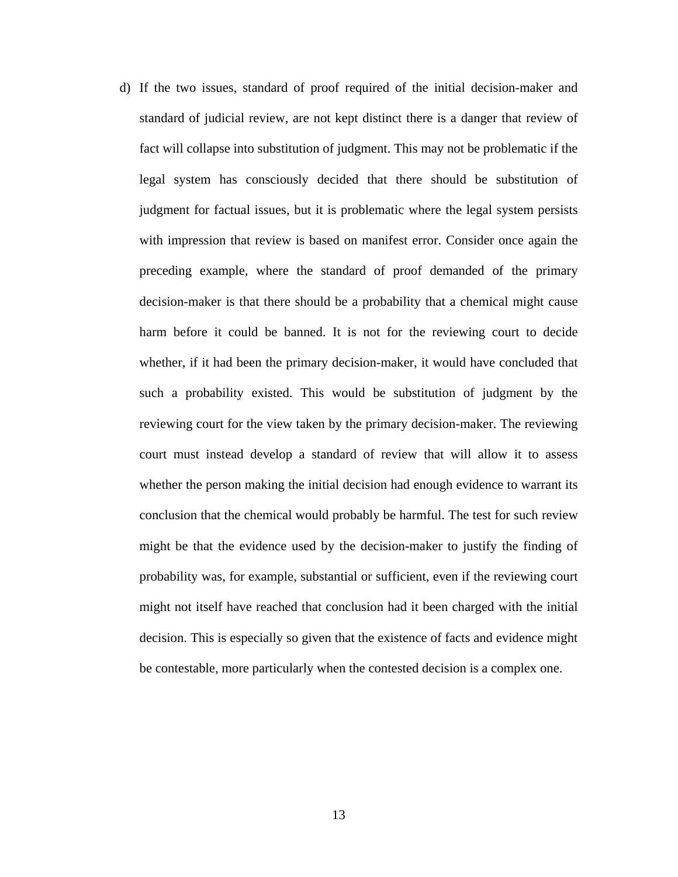d) If the two issues, standard of proof required of the initial decision-maker and standard of judicial review, are not kept distinct there is a danger that review of fact will collapse into substitution of judgment. This may not be problematic if the legal system has consciously decided that there should be substitution of judgment for factual issues, but it is problematic where the legal system persists with impression that review is based on manifest error. Consider once again the preceding example, where the standard of proof demanded of the primary decision-maker is that there should be a probability that a chemical might cause harm before it could be banned. It is not for the reviewing court to decide whether, if it had been the primary decision-maker, it would have concluded that such a probability existed. This would be substitution of judgment by the reviewing court for the view taken by the primary decision-maker. The reviewing court must instead develop a standard of review that will allow it to assess whether the person making the initial decision had enough evidence to warrant its conclusion that the chemical would probably be harmful. The test for such review might be that the evidence used by the decision-maker to justify the finding of probability was, for example, substantial or sufficient, even if the reviewing court might not itself have reached that conclusion had it been charged with the initial decision. This is especially so given that the existence of facts and evidence might be contestable, more particularly when the contested decision is a complex one.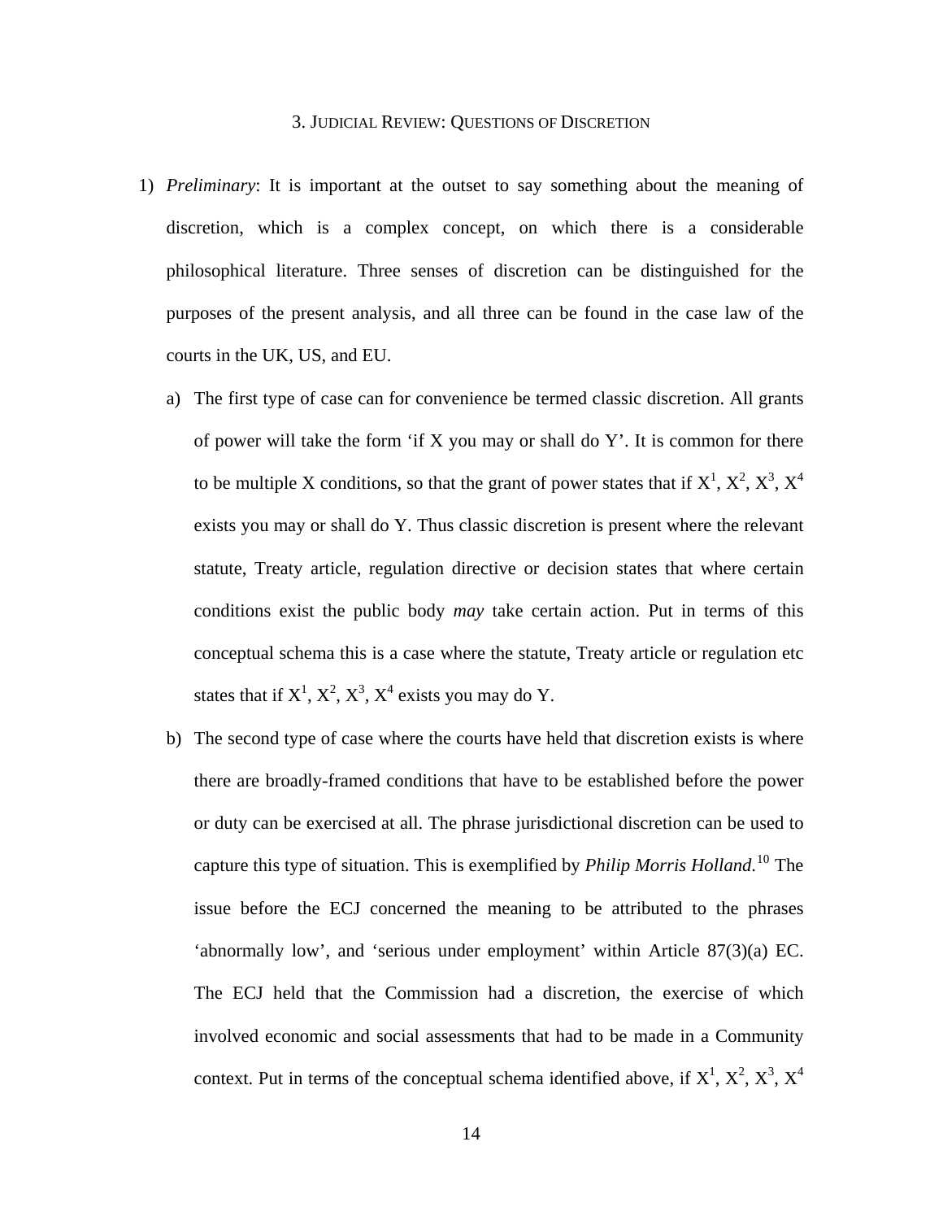3. JUDICIAL REVIEW: QUESTIONS OF DISCRETION

1) *Preliminary*: It is important at the outset to say something about the meaning of discretion, which is a complex concept, on which there is a considerable philosophical literature. Three senses of discretion can be distinguished for the purposes of the present analysis, and all three can be found in the case law of the courts in the UK, US, and EU.

   a) The first type of case can for convenience be termed classic discretion. All grants of power will take the form 'if X you may or shall do Y'. It is common for there to be multiple X conditions, so that the grant of power states that if $X^1$, $X^2$, $X^3$, $X^4$ exists you may or shall do Y. Thus classic discretion is present where the relevant statute, Treaty article, regulation directive or decision states that where certain conditions exist the public body *may* take certain action. Put in terms of this conceptual schema this is a case where the statute, Treaty article or regulation etc states that if $X^1$, $X^2$, $X^3$, $X^4$ exists you may do Y.

   b) The second type of case where the courts have held that discretion exists is where there are broadly-framed conditions that have to be established before the power or duty can be exercised at all. The phrase jurisdictional discretion can be used to capture this type of situation. This is exemplified by *Philip Morris Holland*.[10] The issue before the ECJ concerned the meaning to be attributed to the phrases 'abnormally low', and 'serious under employment' within Article 87(3)(a) EC. The ECJ held that the Commission had a discretion, the exercise of which involved economic and social assessments that had to be made in a Community context. Put in terms of the conceptual schema identified above, if $X^1$, $X^2$, $X^3$, $X^4$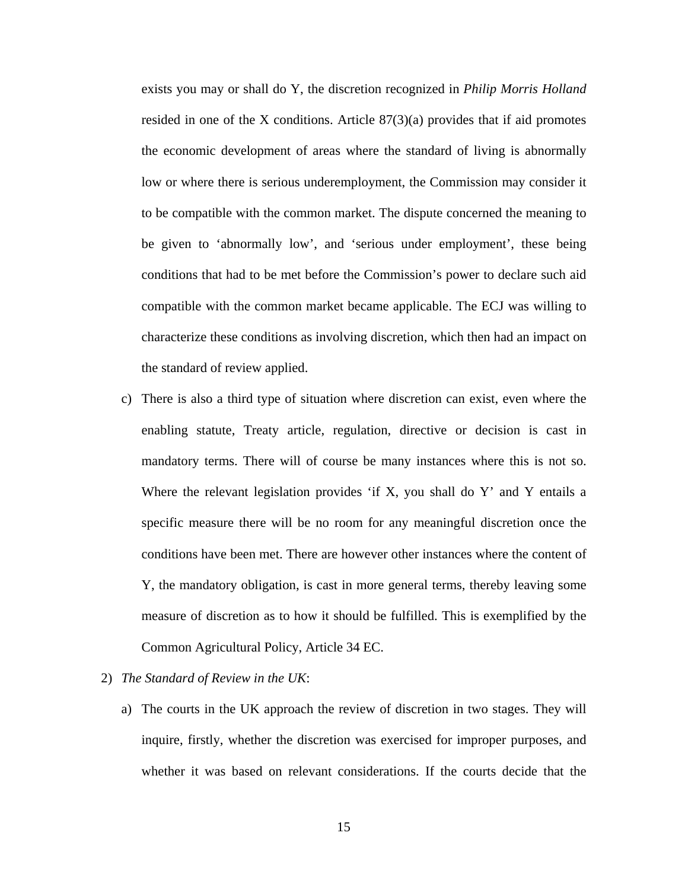exists you may or shall do Y, the discretion recognized in *Philip Morris Holland* resided in one of the X conditions. Article 87(3)(a) provides that if aid promotes the economic development of areas where the standard of living is abnormally low or where there is serious underemployment, the Commission may consider it to be compatible with the common market. The dispute concerned the meaning to be given to 'abnormally low', and 'serious under employment', these being conditions that had to be met before the Commission's power to declare such aid compatible with the common market became applicable. The ECJ was willing to characterize these conditions as involving discretion, which then had an impact on the standard of review applied.

c) There is also a third type of situation where discretion can exist, even where the enabling statute, Treaty article, regulation, directive or decision is cast in mandatory terms. There will of course be many instances where this is not so. Where the relevant legislation provides 'if X, you shall do Y' and Y entails a specific measure there will be no room for any meaningful discretion once the conditions have been met. There are however other instances where the content of Y, the mandatory obligation, is cast in more general terms, thereby leaving some measure of discretion as to how it should be fulfilled. This is exemplified by the Common Agricultural Policy, Article 34 EC.

2) *The Standard of Review in the UK*:

a) The courts in the UK approach the review of discretion in two stages. They will inquire, firstly, whether the discretion was exercised for improper purposes, and whether it was based on relevant considerations. If the courts decide that the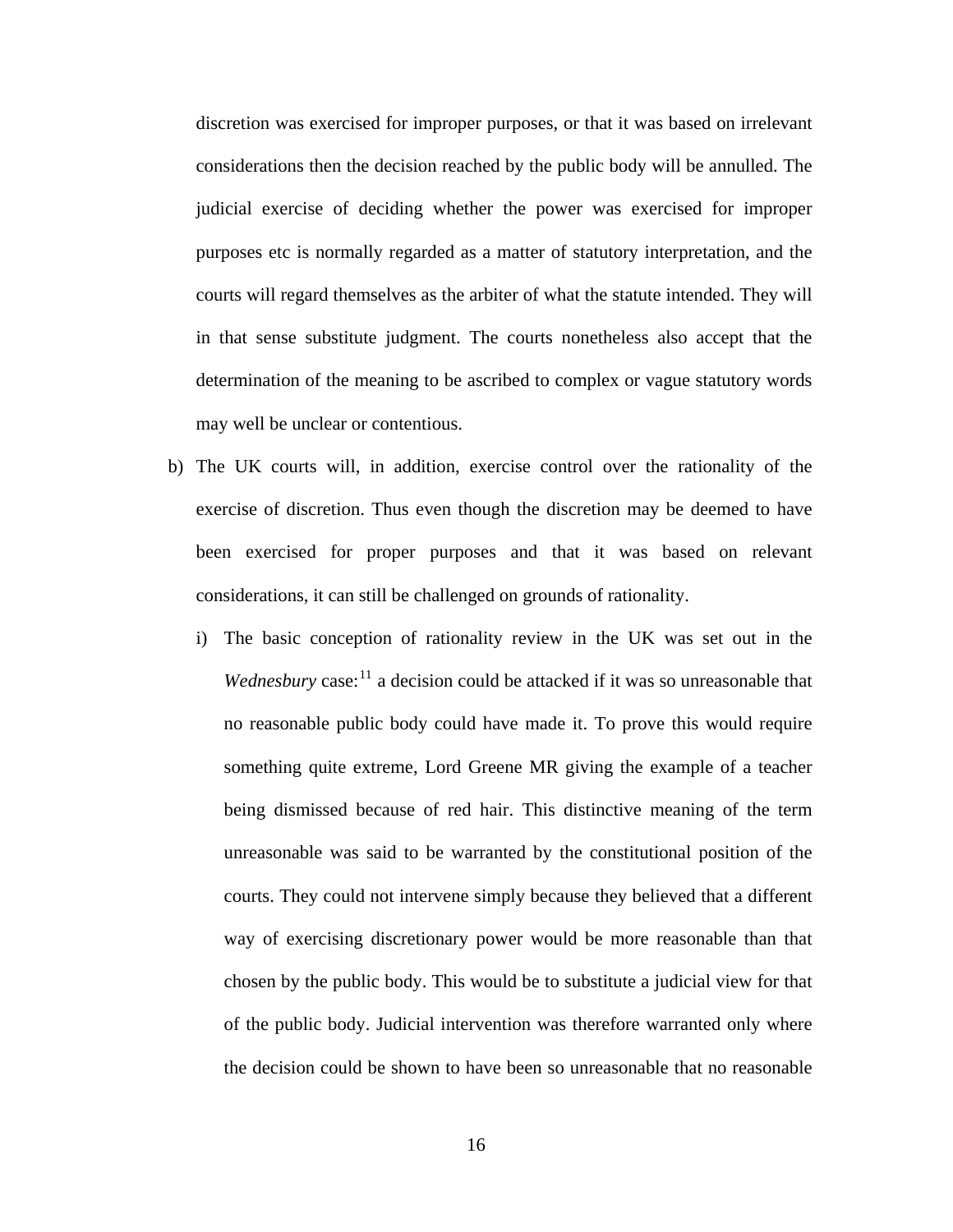discretion was exercised for improper purposes, or that it was based on irrelevant considerations then the decision reached by the public body will be annulled. The judicial exercise of deciding whether the power was exercised for improper purposes etc is normally regarded as a matter of statutory interpretation, and the courts will regard themselves as the arbiter of what the statute intended. They will in that sense substitute judgment. The courts nonetheless also accept that the determination of the meaning to be ascribed to complex or vague statutory words may well be unclear or contentious.

b) The UK courts will, in addition, exercise control over the rationality of the exercise of discretion. Thus even though the discretion may be deemed to have been exercised for proper purposes and that it was based on relevant considerations, it can still be challenged on grounds of rationality.

   i) The basic conception of rationality review in the UK was set out in the *Wednesbury* case:[11] a decision could be attacked if it was so unreasonable that no reasonable public body could have made it. To prove this would require something quite extreme, Lord Greene MR giving the example of a teacher being dismissed because of red hair. This distinctive meaning of the term unreasonable was said to be warranted by the constitutional position of the courts. They could not intervene simply because they believed that a different way of exercising discretionary power would be more reasonable than that chosen by the public body. This would be to substitute a judicial view for that of the public body. Judicial intervention was therefore warranted only where the decision could be shown to have been so unreasonable that no reasonable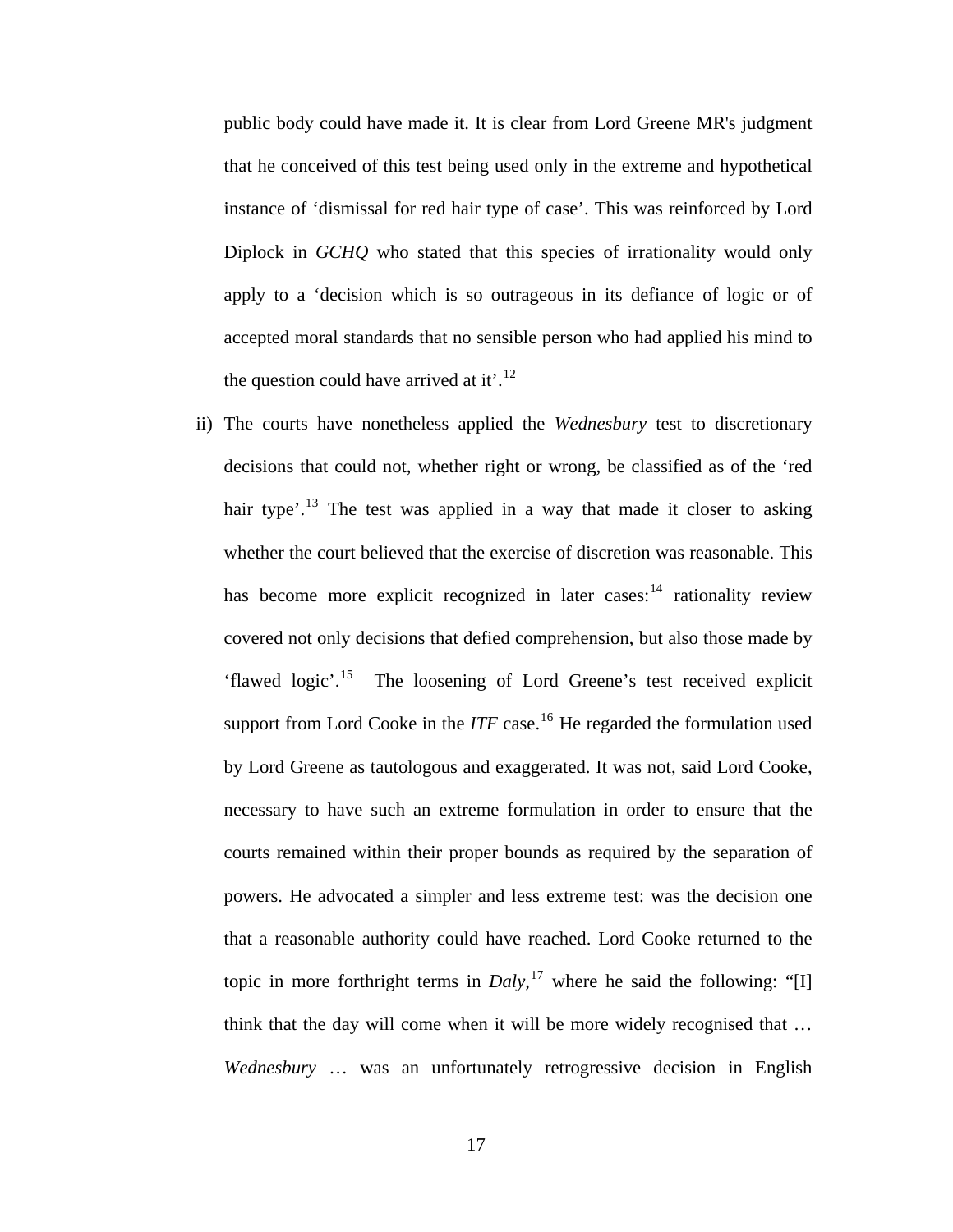public body could have made it. It is clear from Lord Greene MR's judgment that he conceived of this test being used only in the extreme and hypothetical instance of 'dismissal for red hair type of case'. This was reinforced by Lord Diplock in *GCHQ* who stated that this species of irrationality would only apply to a 'decision which is so outrageous in its defiance of logic or of accepted moral standards that no sensible person who had applied his mind to the question could have arrived at it'.[12]

ii) The courts have nonetheless applied the *Wednesbury* test to discretionary decisions that could not, whether right or wrong, be classified as of the 'red hair type'.[13] The test was applied in a way that made it closer to asking whether the court believed that the exercise of discretion was reasonable. This has become more explicit recognized in later cases:[14] rationality review covered not only decisions that defied comprehension, but also those made by 'flawed logic'.[15] The loosening of Lord Greene's test received explicit support from Lord Cooke in the *ITF* case.[16] He regarded the formulation used by Lord Greene as tautologous and exaggerated. It was not, said Lord Cooke, necessary to have such an extreme formulation in order to ensure that the courts remained within their proper bounds as required by the separation of powers. He advocated a simpler and less extreme test: was the decision one that a reasonable authority could have reached. Lord Cooke returned to the topic in more forthright terms in *Daly*,[17] where he said the following: "[I] think that the day will come when it will be more widely recognised that … *Wednesbury* … was an unfortunately retrogressive decision in English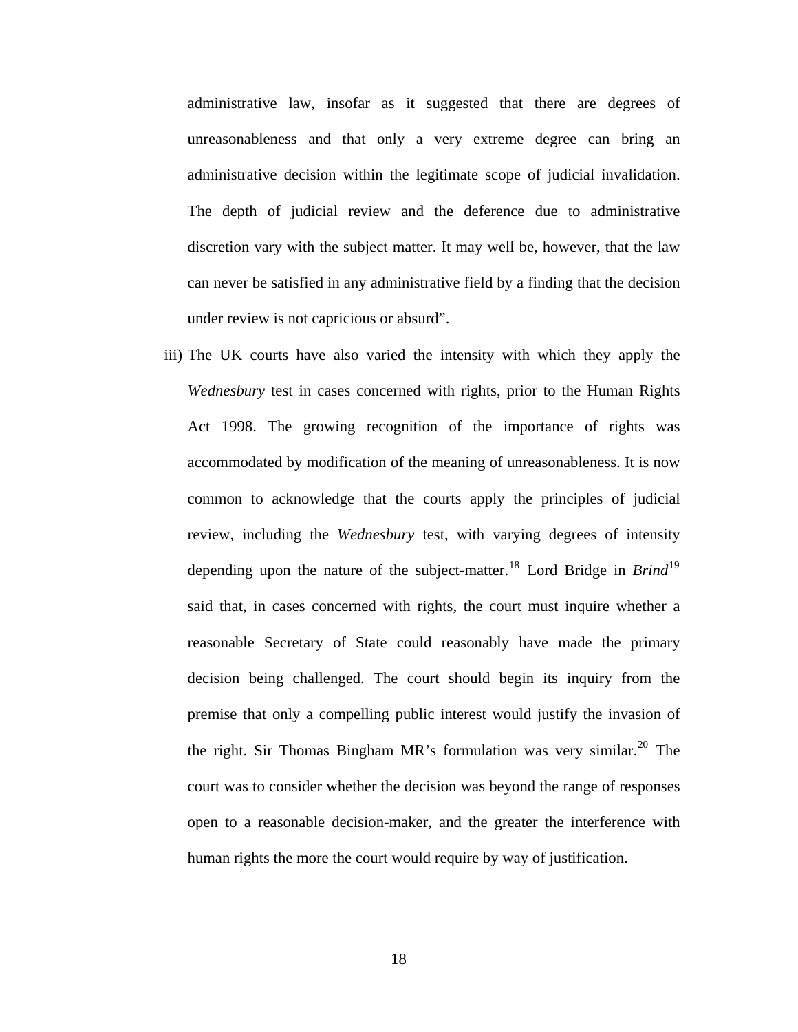administrative law, insofar as it suggested that there are degrees of unreasonableness and that only a very extreme degree can bring an administrative decision within the legitimate scope of judicial invalidation. The depth of judicial review and the deference due to administrative discretion vary with the subject matter. It may well be, however, that the law can never be satisfied in any administrative field by a finding that the decision under review is not capricious or absurd".

iii) The UK courts have also varied the intensity with which they apply the *Wednesbury* test in cases concerned with rights, prior to the Human Rights Act 1998. The growing recognition of the importance of rights was accommodated by modification of the meaning of unreasonableness. It is now common to acknowledge that the courts apply the principles of judicial review, including the *Wednesbury* test, with varying degrees of intensity depending upon the nature of the subject-matter.[18] Lord Bridge in *Brind*[19] said that, in cases concerned with rights, the court must inquire whether a reasonable Secretary of State could reasonably have made the primary decision being challenged. The court should begin its inquiry from the premise that only a compelling public interest would justify the invasion of the right. Sir Thomas Bingham MR's formulation was very similar.[20] The court was to consider whether the decision was beyond the range of responses open to a reasonable decision-maker, and the greater the interference with human rights the more the court would require by way of justification.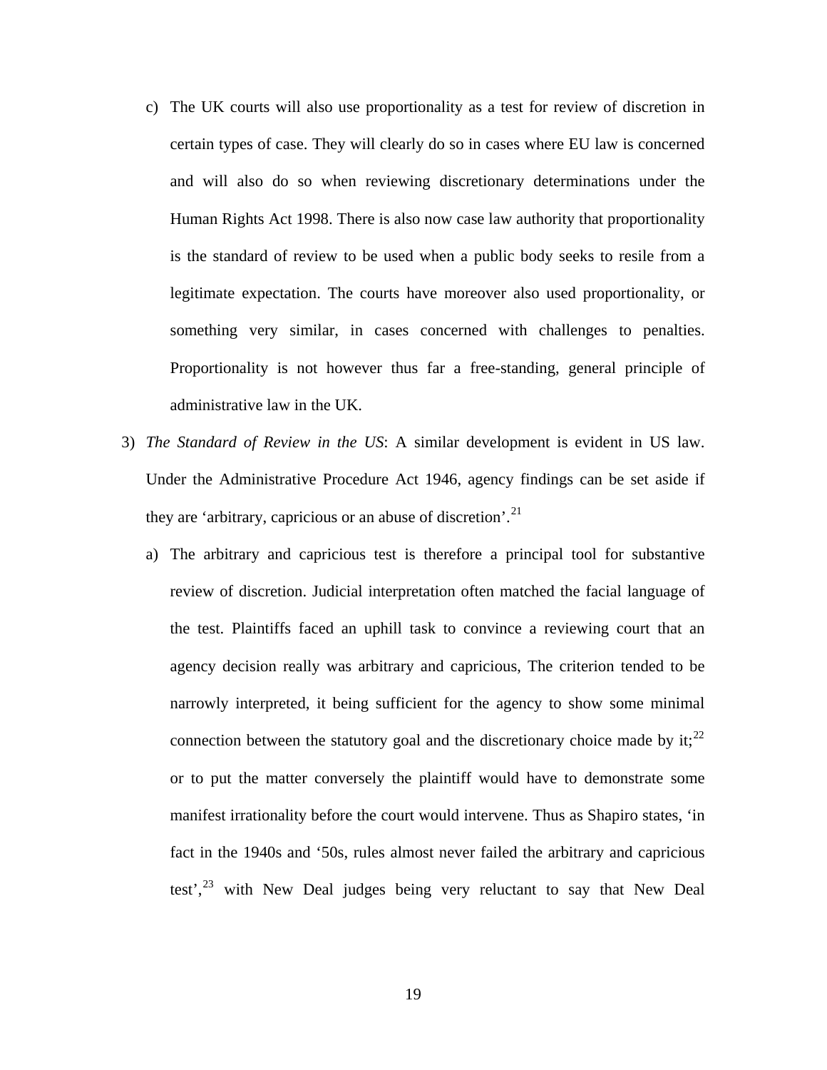c) The UK courts will also use proportionality as a test for review of discretion in certain types of case. They will clearly do so in cases where EU law is concerned and will also do so when reviewing discretionary determinations under the Human Rights Act 1998. There is also now case law authority that proportionality is the standard of review to be used when a public body seeks to resile from a legitimate expectation. The courts have moreover also used proportionality, or something very similar, in cases concerned with challenges to penalties. Proportionality is not however thus far a free-standing, general principle of administrative law in the UK.

3) *The Standard of Review in the US*: A similar development is evident in US law. Under the Administrative Procedure Act 1946, agency findings can be set aside if they are 'arbitrary, capricious or an abuse of discretion'.[21]

a) The arbitrary and capricious test is therefore a principal tool for substantive review of discretion. Judicial interpretation often matched the facial language of the test. Plaintiffs faced an uphill task to convince a reviewing court that an agency decision really was arbitrary and capricious, The criterion tended to be narrowly interpreted, it being sufficient for the agency to show some minimal connection between the statutory goal and the discretionary choice made by it;[22] or to put the matter conversely the plaintiff would have to demonstrate some manifest irrationality before the court would intervene. Thus as Shapiro states, 'in fact in the 1940s and '50s, rules almost never failed the arbitrary and capricious test',[23] with New Deal judges being very reluctant to say that New Deal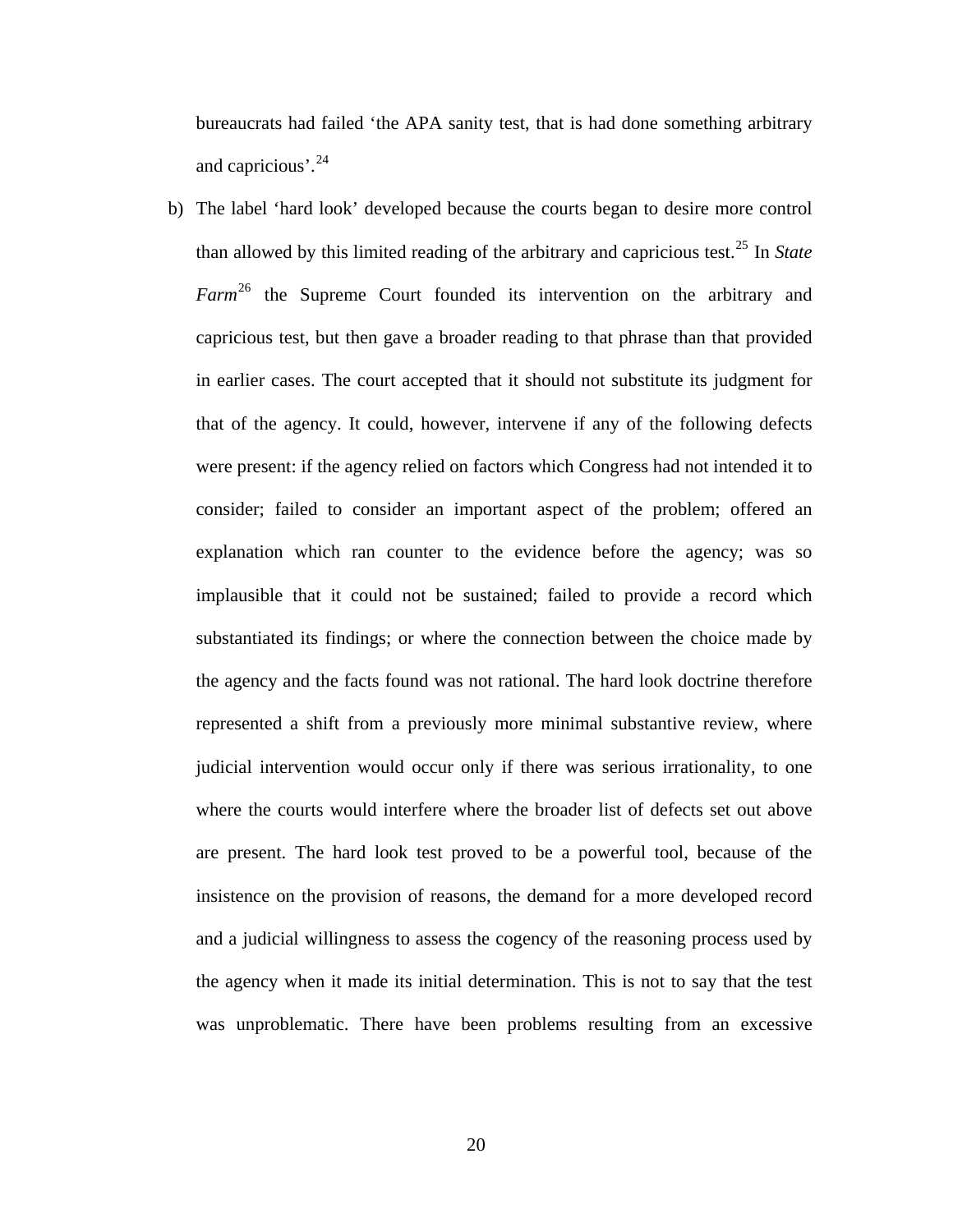bureaucrats had failed 'the APA sanity test, that is had done something arbitrary and capricious'.[24]

b) The label 'hard look' developed because the courts began to desire more control than allowed by this limited reading of the arbitrary and capricious test.[25] In *State Farm*[26] the Supreme Court founded its intervention on the arbitrary and capricious test, but then gave a broader reading to that phrase than that provided in earlier cases. The court accepted that it should not substitute its judgment for that of the agency. It could, however, intervene if any of the following defects were present: if the agency relied on factors which Congress had not intended it to consider; failed to consider an important aspect of the problem; offered an explanation which ran counter to the evidence before the agency; was so implausible that it could not be sustained; failed to provide a record which substantiated its findings; or where the connection between the choice made by the agency and the facts found was not rational. The hard look doctrine therefore represented a shift from a previously more minimal substantive review, where judicial intervention would occur only if there was serious irrationality, to one where the courts would interfere where the broader list of defects set out above are present. The hard look test proved to be a powerful tool, because of the insistence on the provision of reasons, the demand for a more developed record and a judicial willingness to assess the cogency of the reasoning process used by the agency when it made its initial determination. This is not to say that the test was unproblematic. There have been problems resulting from an excessive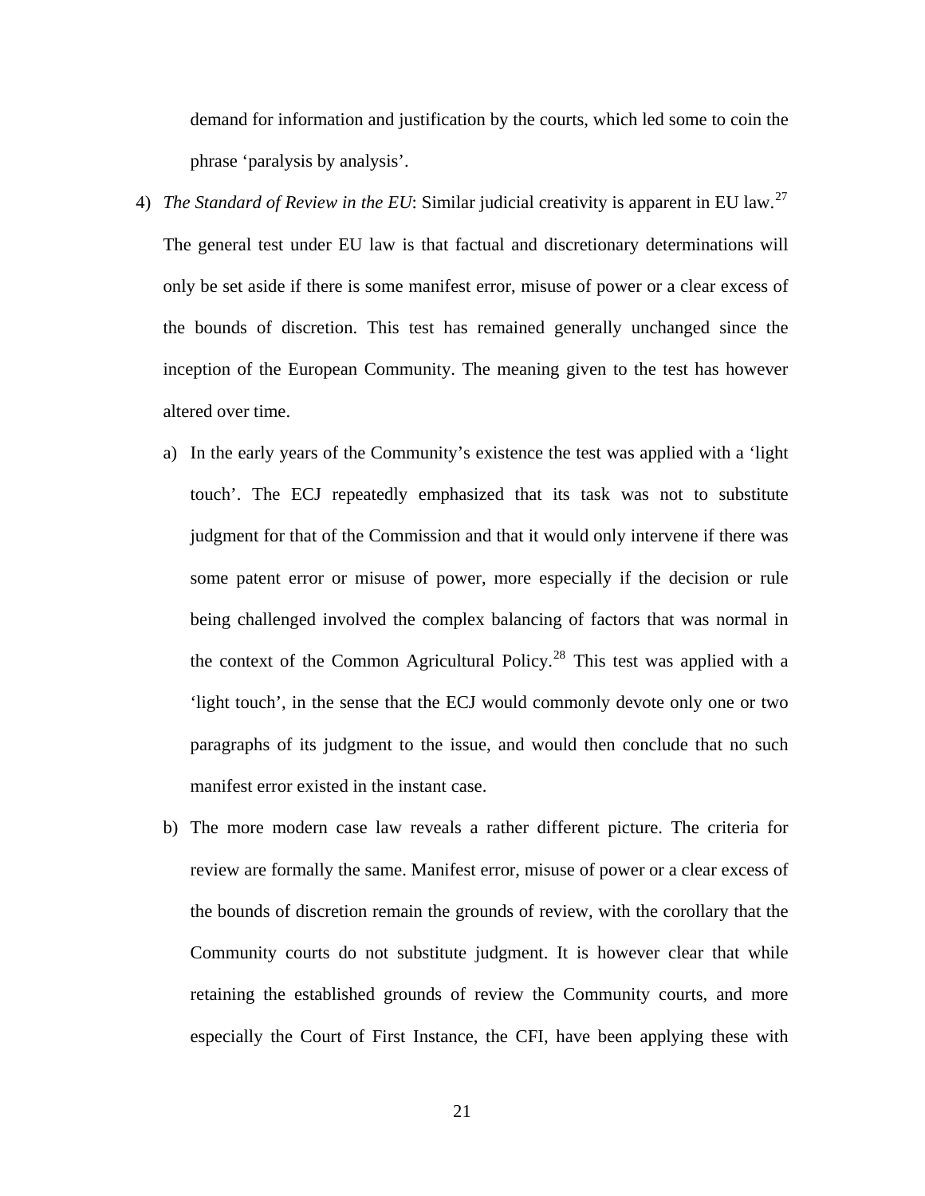demand for information and justification by the courts, which led some to coin the phrase 'paralysis by analysis'.

4) *The Standard of Review in the EU*: Similar judicial creativity is apparent in EU law.[27] The general test under EU law is that factual and discretionary determinations will only be set aside if there is some manifest error, misuse of power or a clear excess of the bounds of discretion. This test has remained generally unchanged since the inception of the European Community. The meaning given to the test has however altered over time.

   a) In the early years of the Community's existence the test was applied with a 'light touch'. The ECJ repeatedly emphasized that its task was not to substitute judgment for that of the Commission and that it would only intervene if there was some patent error or misuse of power, more especially if the decision or rule being challenged involved the complex balancing of factors that was normal in the context of the Common Agricultural Policy.[28] This test was applied with a 'light touch', in the sense that the ECJ would commonly devote only one or two paragraphs of its judgment to the issue, and would then conclude that no such manifest error existed in the instant case.

   b) The more modern case law reveals a rather different picture. The criteria for review are formally the same. Manifest error, misuse of power or a clear excess of the bounds of discretion remain the grounds of review, with the corollary that the Community courts do not substitute judgment. It is however clear that while retaining the established grounds of review the Community courts, and more especially the Court of First Instance, the CFI, have been applying these with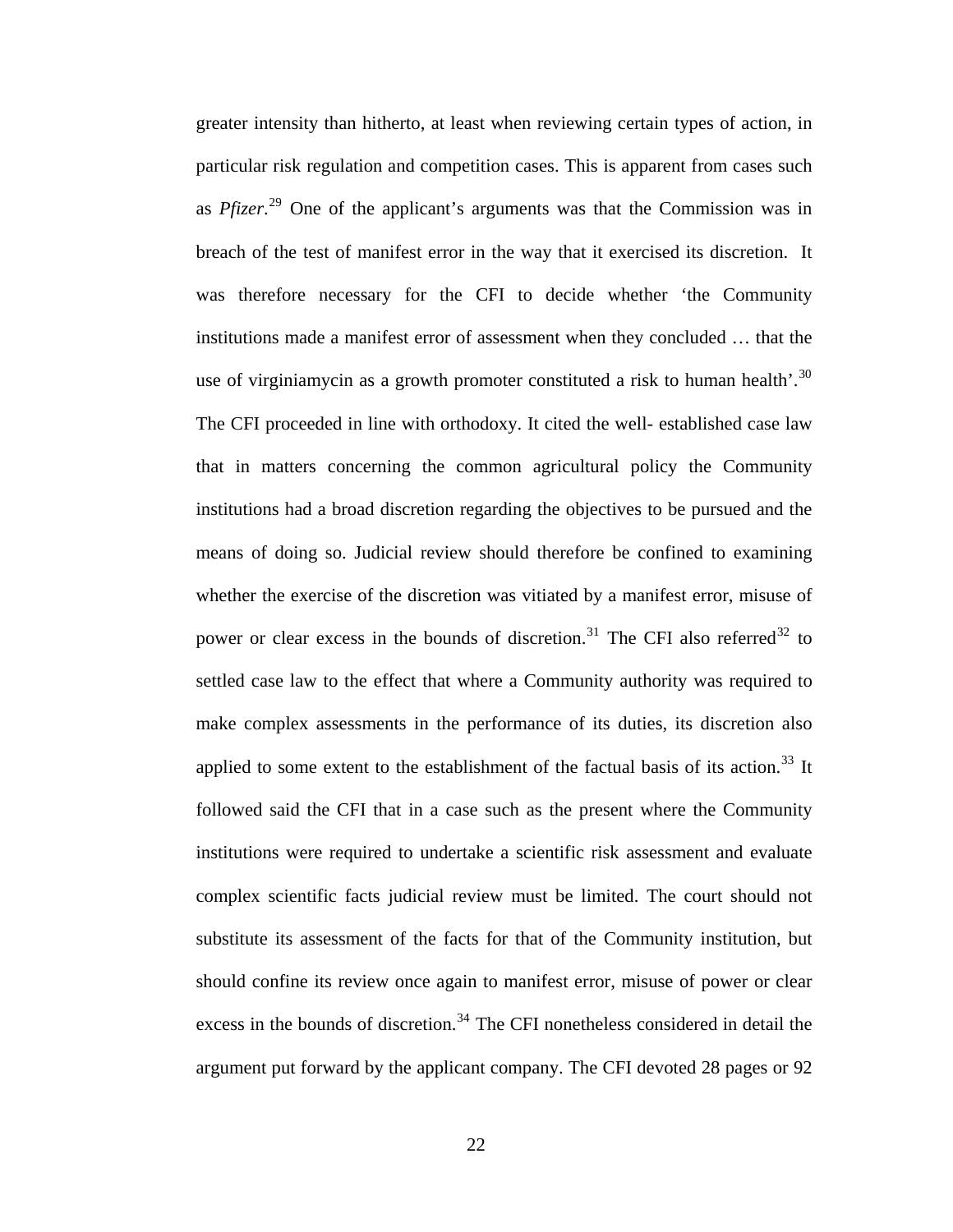greater intensity than hitherto, at least when reviewing certain types of action, in particular risk regulation and competition cases. This is apparent from cases such as *Pfizer*.[29] One of the applicant's arguments was that the Commission was in breach of the test of manifest error in the way that it exercised its discretion. It was therefore necessary for the CFI to decide whether 'the Community institutions made a manifest error of assessment when they concluded … that the use of virginiamycin as a growth promoter constituted a risk to human health'.[30] The CFI proceeded in line with orthodoxy. It cited the well- established case law that in matters concerning the common agricultural policy the Community institutions had a broad discretion regarding the objectives to be pursued and the means of doing so. Judicial review should therefore be confined to examining whether the exercise of the discretion was vitiated by a manifest error, misuse of power or clear excess in the bounds of discretion.[31] The CFI also referred[32] to settled case law to the effect that where a Community authority was required to make complex assessments in the performance of its duties, its discretion also applied to some extent to the establishment of the factual basis of its action.[33] It followed said the CFI that in a case such as the present where the Community institutions were required to undertake a scientific risk assessment and evaluate complex scientific facts judicial review must be limited. The court should not substitute its assessment of the facts for that of the Community institution, but should confine its review once again to manifest error, misuse of power or clear excess in the bounds of discretion.[34] The CFI nonetheless considered in detail the argument put forward by the applicant company. The CFI devoted 28 pages or 92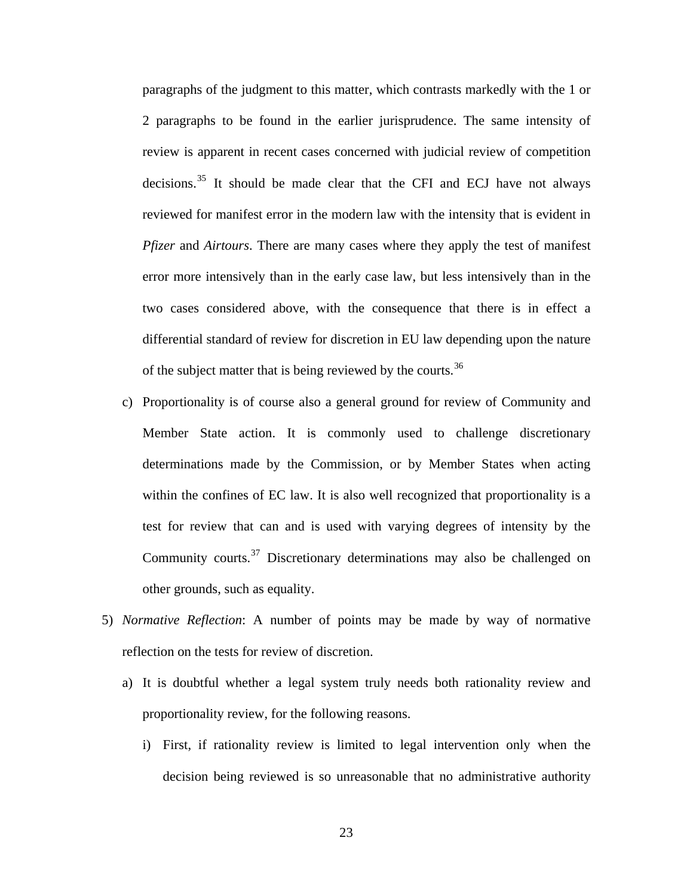paragraphs of the judgment to this matter, which contrasts markedly with the 1 or 2 paragraphs to be found in the earlier jurisprudence. The same intensity of review is apparent in recent cases concerned with judicial review of competition decisions.[35] It should be made clear that the CFI and ECJ have not always reviewed for manifest error in the modern law with the intensity that is evident in *Pfizer* and *Airtours*. There are many cases where they apply the test of manifest error more intensively than in the early case law, but less intensively than in the two cases considered above, with the consequence that there is in effect a differential standard of review for discretion in EU law depending upon the nature of the subject matter that is being reviewed by the courts.[36]

c) Proportionality is of course also a general ground for review of Community and Member State action. It is commonly used to challenge discretionary determinations made by the Commission, or by Member States when acting within the confines of EC law. It is also well recognized that proportionality is a test for review that can and is used with varying degrees of intensity by the Community courts.[37] Discretionary determinations may also be challenged on other grounds, such as equality.

5) *Normative Reflection*: A number of points may be made by way of normative reflection on the tests for review of discretion.

   a) It is doubtful whether a legal system truly needs both rationality review and proportionality review, for the following reasons.

      i) First, if rationality review is limited to legal intervention only when the decision being reviewed is so unreasonable that no administrative authority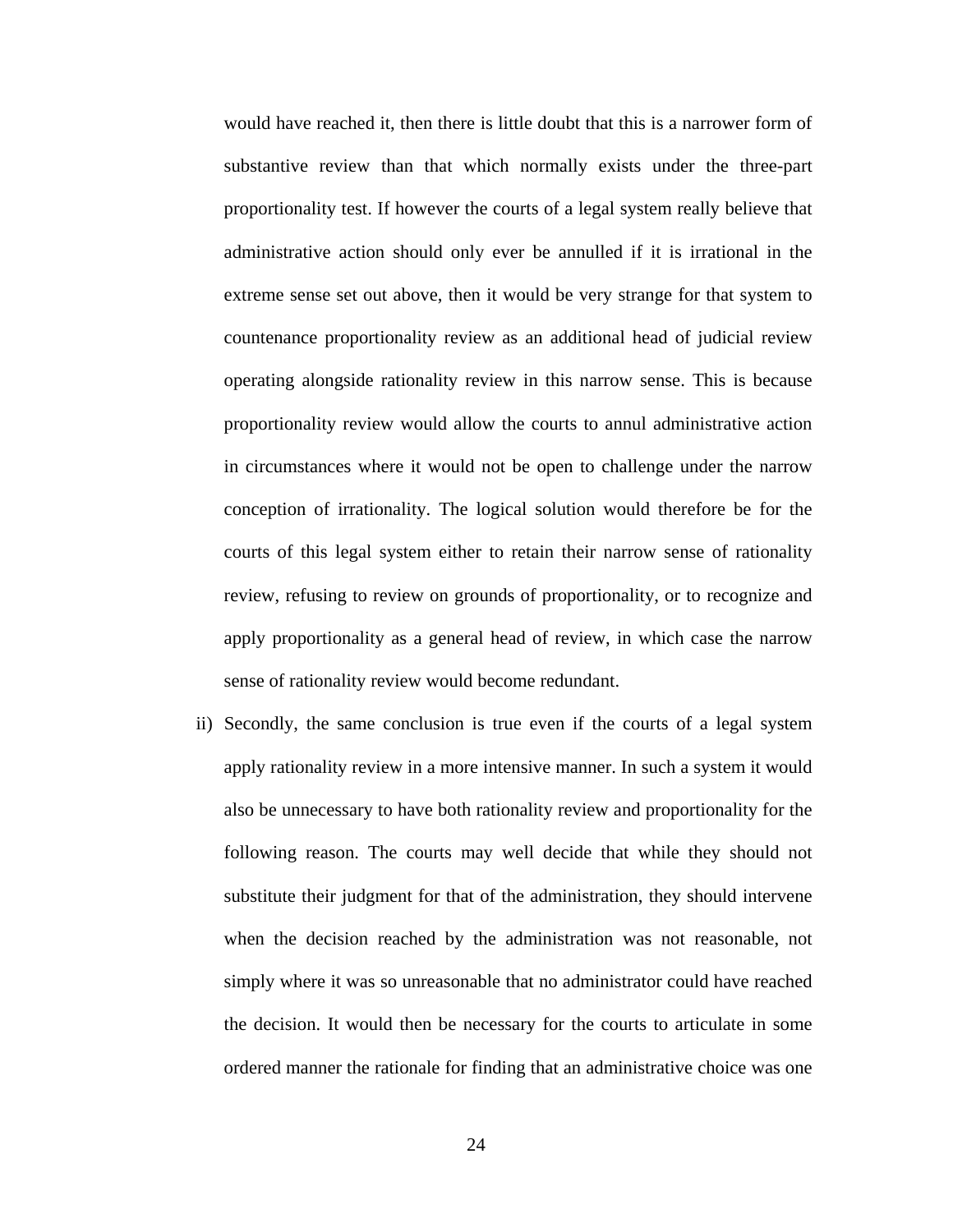would have reached it, then there is little doubt that this is a narrower form of substantive review than that which normally exists under the three-part proportionality test. If however the courts of a legal system really believe that administrative action should only ever be annulled if it is irrational in the extreme sense set out above, then it would be very strange for that system to countenance proportionality review as an additional head of judicial review operating alongside rationality review in this narrow sense. This is because proportionality review would allow the courts to annul administrative action in circumstances where it would not be open to challenge under the narrow conception of irrationality. The logical solution would therefore be for the courts of this legal system either to retain their narrow sense of rationality review, refusing to review on grounds of proportionality, or to recognize and apply proportionality as a general head of review, in which case the narrow sense of rationality review would become redundant.

ii) Secondly, the same conclusion is true even if the courts of a legal system apply rationality review in a more intensive manner. In such a system it would also be unnecessary to have both rationality review and proportionality for the following reason. The courts may well decide that while they should not substitute their judgment for that of the administration, they should intervene when the decision reached by the administration was not reasonable, not simply where it was so unreasonable that no administrator could have reached the decision. It would then be necessary for the courts to articulate in some ordered manner the rationale for finding that an administrative choice was one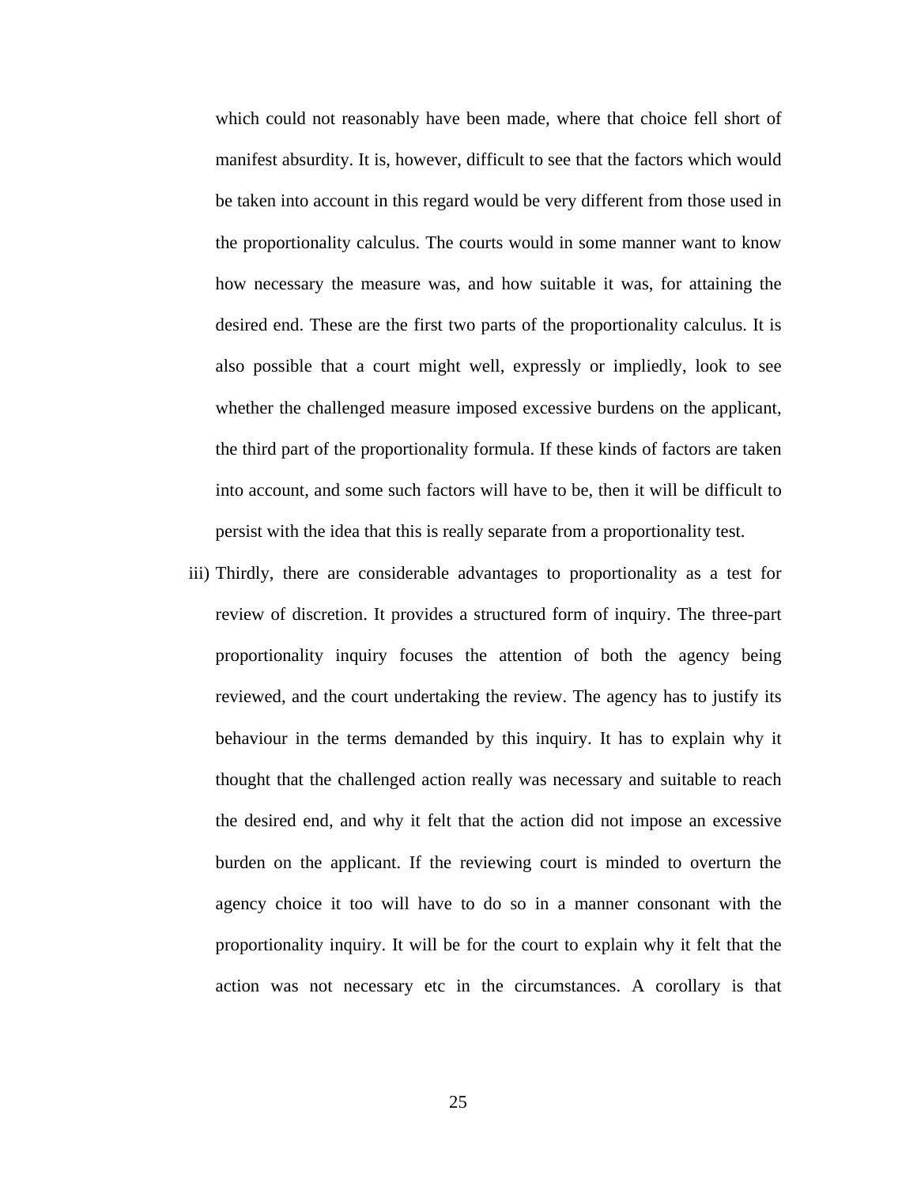which could not reasonably have been made, where that choice fell short of manifest absurdity. It is, however, difficult to see that the factors which would be taken into account in this regard would be very different from those used in the proportionality calculus. The courts would in some manner want to know how necessary the measure was, and how suitable it was, for attaining the desired end. These are the first two parts of the proportionality calculus. It is also possible that a court might well, expressly or impliedly, look to see whether the challenged measure imposed excessive burdens on the applicant, the third part of the proportionality formula. If these kinds of factors are taken into account, and some such factors will have to be, then it will be difficult to persist with the idea that this is really separate from a proportionality test.

iii) Thirdly, there are considerable advantages to proportionality as a test for review of discretion. It provides a structured form of inquiry. The three-part proportionality inquiry focuses the attention of both the agency being reviewed, and the court undertaking the review. The agency has to justify its behaviour in the terms demanded by this inquiry. It has to explain why it thought that the challenged action really was necessary and suitable to reach the desired end, and why it felt that the action did not impose an excessive burden on the applicant. If the reviewing court is minded to overturn the agency choice it too will have to do so in a manner consonant with the proportionality inquiry. It will be for the court to explain why it felt that the action was not necessary etc in the circumstances. A corollary is that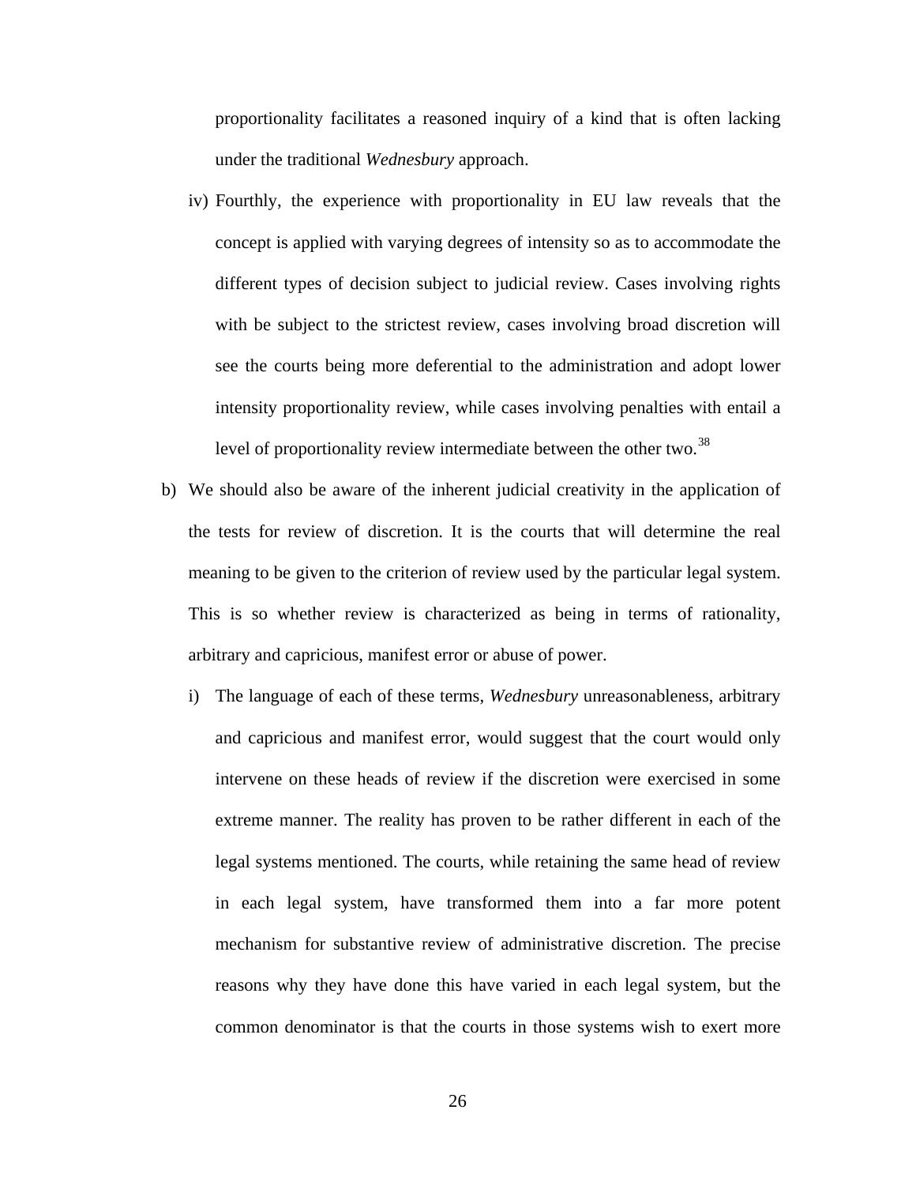proportionality facilitates a reasoned inquiry of a kind that is often lacking under the traditional *Wednesbury* approach.

iv) Fourthly, the experience with proportionality in EU law reveals that the concept is applied with varying degrees of intensity so as to accommodate the different types of decision subject to judicial review. Cases involving rights with be subject to the strictest review, cases involving broad discretion will see the courts being more deferential to the administration and adopt lower intensity proportionality review, while cases involving penalties with entail a level of proportionality review intermediate between the other two.[38]

b) We should also be aware of the inherent judicial creativity in the application of the tests for review of discretion. It is the courts that will determine the real meaning to be given to the criterion of review used by the particular legal system. This is so whether review is characterized as being in terms of rationality, arbitrary and capricious, manifest error or abuse of power.

  i) The language of each of these terms, *Wednesbury* unreasonableness, arbitrary and capricious and manifest error, would suggest that the court would only intervene on these heads of review if the discretion were exercised in some extreme manner. The reality has proven to be rather different in each of the legal systems mentioned. The courts, while retaining the same head of review in each legal system, have transformed them into a far more potent mechanism for substantive review of administrative discretion. The precise reasons why they have done this have varied in each legal system, but the common denominator is that the courts in those systems wish to exert more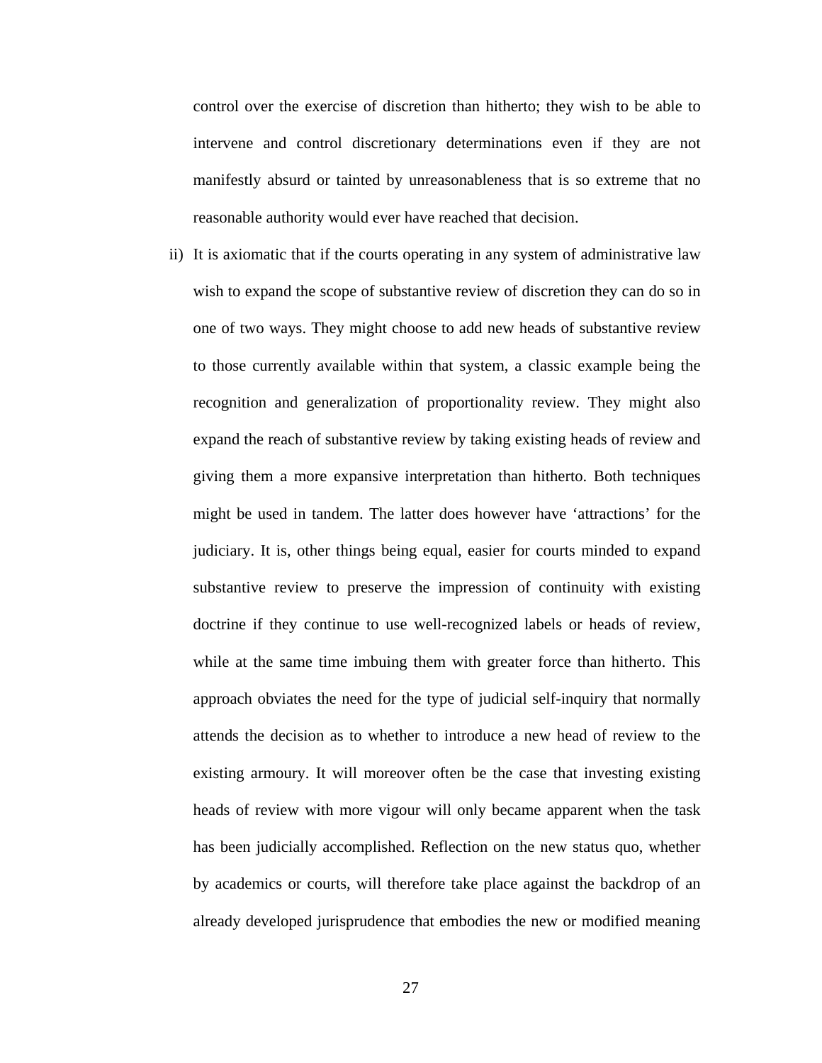control over the exercise of discretion than hitherto; they wish to be able to intervene and control discretionary determinations even if they are not manifestly absurd or tainted by unreasonableness that is so extreme that no reasonable authority would ever have reached that decision.

ii) It is axiomatic that if the courts operating in any system of administrative law wish to expand the scope of substantive review of discretion they can do so in one of two ways. They might choose to add new heads of substantive review to those currently available within that system, a classic example being the recognition and generalization of proportionality review. They might also expand the reach of substantive review by taking existing heads of review and giving them a more expansive interpretation than hitherto. Both techniques might be used in tandem. The latter does however have 'attractions' for the judiciary. It is, other things being equal, easier for courts minded to expand substantive review to preserve the impression of continuity with existing doctrine if they continue to use well-recognized labels or heads of review, while at the same time imbuing them with greater force than hitherto. This approach obviates the need for the type of judicial self-inquiry that normally attends the decision as to whether to introduce a new head of review to the existing armoury. It will moreover often be the case that investing existing heads of review with more vigour will only became apparent when the task has been judicially accomplished. Reflection on the new status quo, whether by academics or courts, will therefore take place against the backdrop of an already developed jurisprudence that embodies the new or modified meaning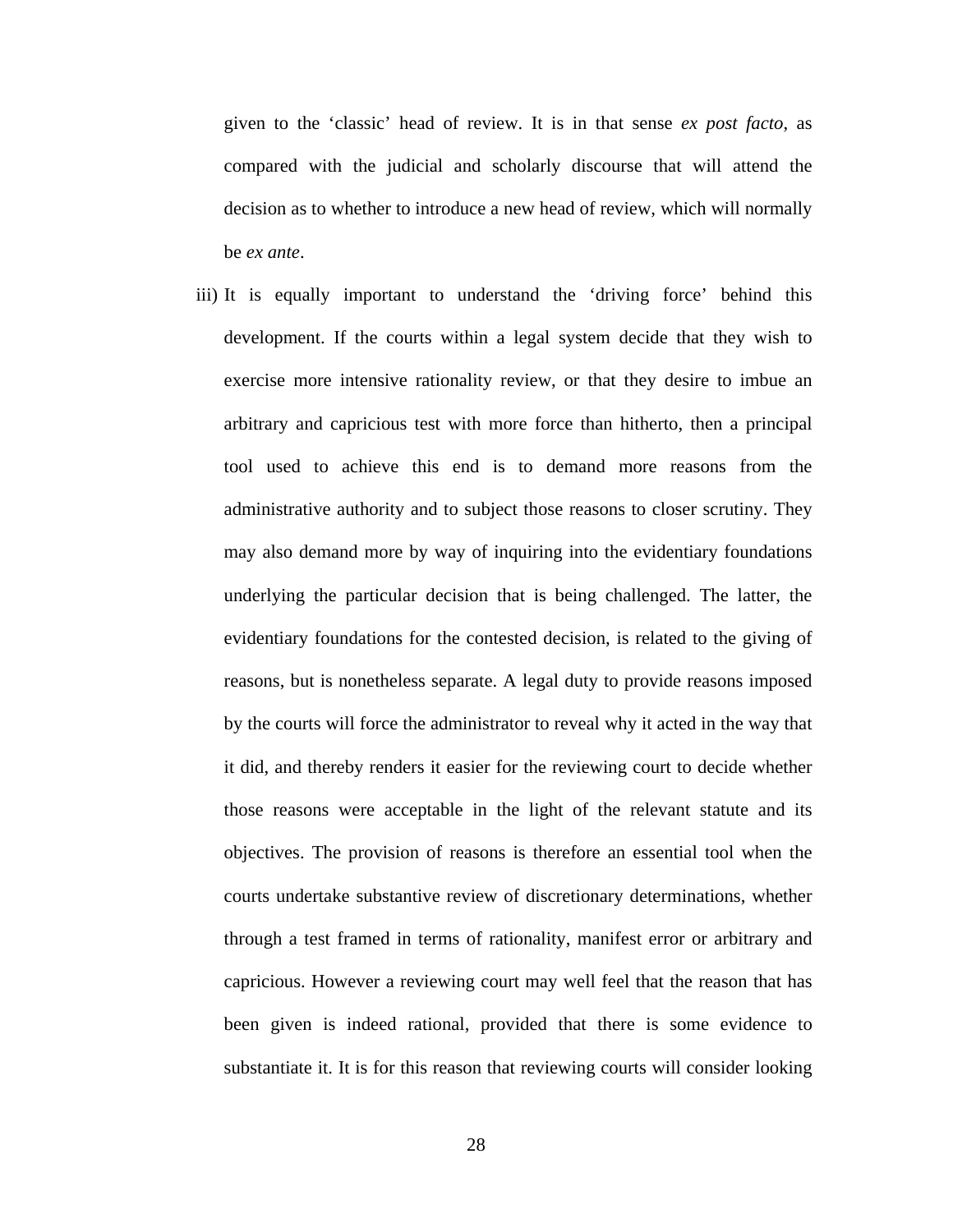given to the 'classic' head of review. It is in that sense *ex post facto*, as compared with the judicial and scholarly discourse that will attend the decision as to whether to introduce a new head of review, which will normally be *ex ante*.

iii) It is equally important to understand the 'driving force' behind this development. If the courts within a legal system decide that they wish to exercise more intensive rationality review, or that they desire to imbue an arbitrary and capricious test with more force than hitherto, then a principal tool used to achieve this end is to demand more reasons from the administrative authority and to subject those reasons to closer scrutiny. They may also demand more by way of inquiring into the evidentiary foundations underlying the particular decision that is being challenged. The latter, the evidentiary foundations for the contested decision, is related to the giving of reasons, but is nonetheless separate. A legal duty to provide reasons imposed by the courts will force the administrator to reveal why it acted in the way that it did, and thereby renders it easier for the reviewing court to decide whether those reasons were acceptable in the light of the relevant statute and its objectives. The provision of reasons is therefore an essential tool when the courts undertake substantive review of discretionary determinations, whether through a test framed in terms of rationality, manifest error or arbitrary and capricious. However a reviewing court may well feel that the reason that has been given is indeed rational, provided that there is some evidence to substantiate it. It is for this reason that reviewing courts will consider looking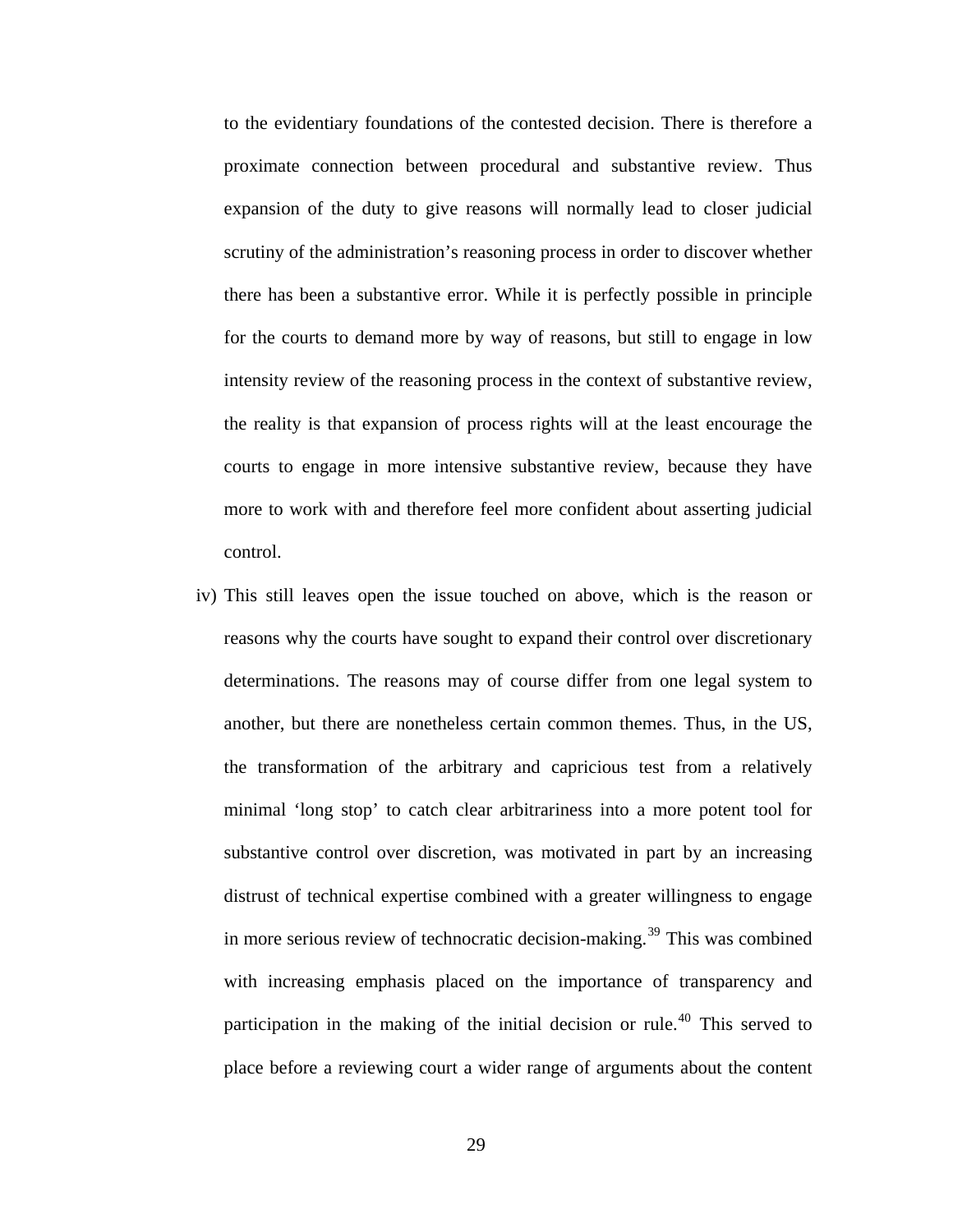to the evidentiary foundations of the contested decision. There is therefore a proximate connection between procedural and substantive review. Thus expansion of the duty to give reasons will normally lead to closer judicial scrutiny of the administration's reasoning process in order to discover whether there has been a substantive error. While it is perfectly possible in principle for the courts to demand more by way of reasons, but still to engage in low intensity review of the reasoning process in the context of substantive review, the reality is that expansion of process rights will at the least encourage the courts to engage in more intensive substantive review, because they have more to work with and therefore feel more confident about asserting judicial control.

iv) This still leaves open the issue touched on above, which is the reason or reasons why the courts have sought to expand their control over discretionary determinations. The reasons may of course differ from one legal system to another, but there are nonetheless certain common themes. Thus, in the US, the transformation of the arbitrary and capricious test from a relatively minimal 'long stop' to catch clear arbitrariness into a more potent tool for substantive control over discretion, was motivated in part by an increasing distrust of technical expertise combined with a greater willingness to engage in more serious review of technocratic decision-making.[39] This was combined with increasing emphasis placed on the importance of transparency and participation in the making of the initial decision or rule.[40] This served to place before a reviewing court a wider range of arguments about the content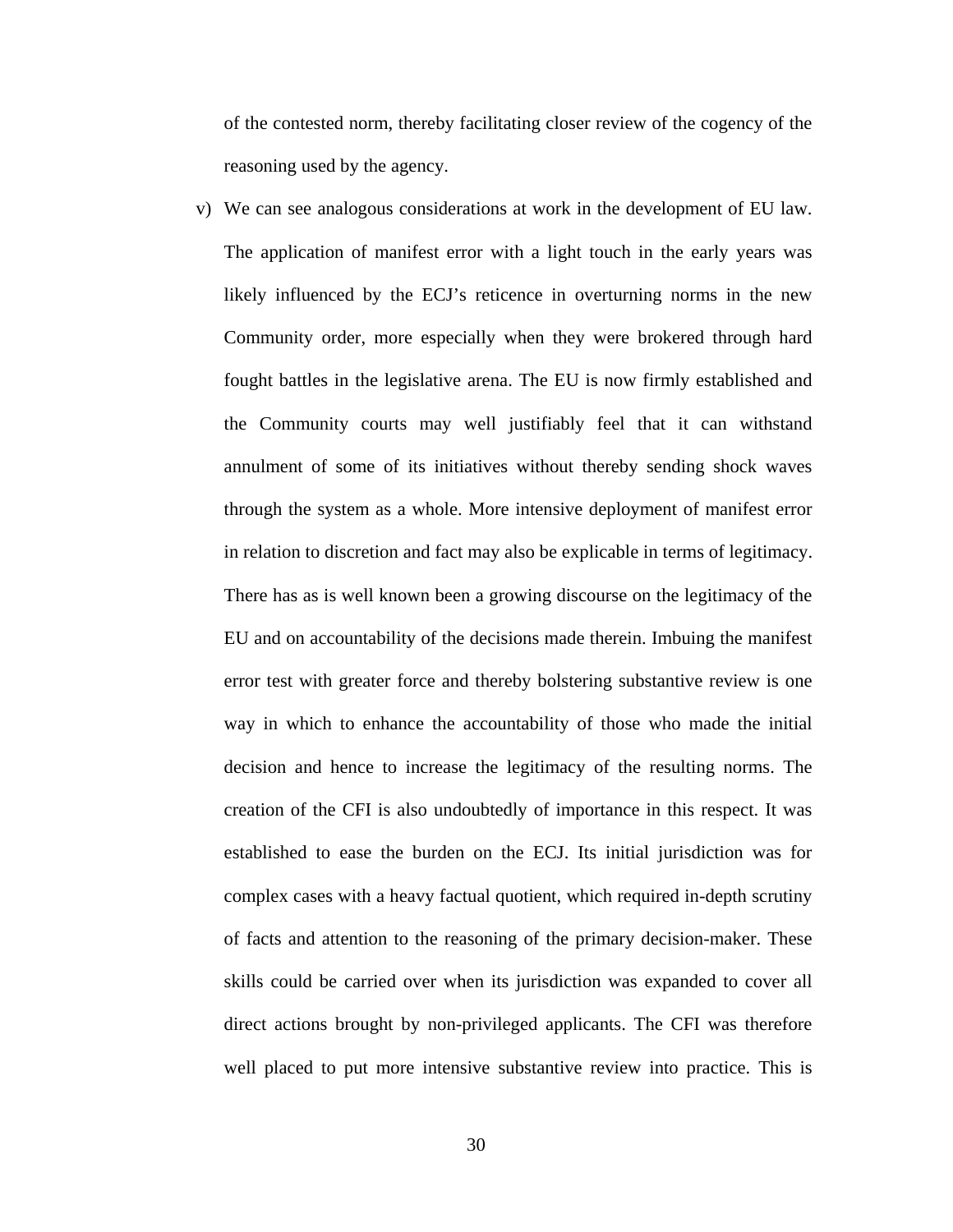of the contested norm, thereby facilitating closer review of the cogency of the reasoning used by the agency.

v) We can see analogous considerations at work in the development of EU law. The application of manifest error with a light touch in the early years was likely influenced by the ECJ's reticence in overturning norms in the new Community order, more especially when they were brokered through hard fought battles in the legislative arena. The EU is now firmly established and the Community courts may well justifiably feel that it can withstand annulment of some of its initiatives without thereby sending shock waves through the system as a whole. More intensive deployment of manifest error in relation to discretion and fact may also be explicable in terms of legitimacy. There has as is well known been a growing discourse on the legitimacy of the EU and on accountability of the decisions made therein. Imbuing the manifest error test with greater force and thereby bolstering substantive review is one way in which to enhance the accountability of those who made the initial decision and hence to increase the legitimacy of the resulting norms. The creation of the CFI is also undoubtedly of importance in this respect. It was established to ease the burden on the ECJ. Its initial jurisdiction was for complex cases with a heavy factual quotient, which required in-depth scrutiny of facts and attention to the reasoning of the primary decision-maker. These skills could be carried over when its jurisdiction was expanded to cover all direct actions brought by non-privileged applicants. The CFI was therefore well placed to put more intensive substantive review into practice. This is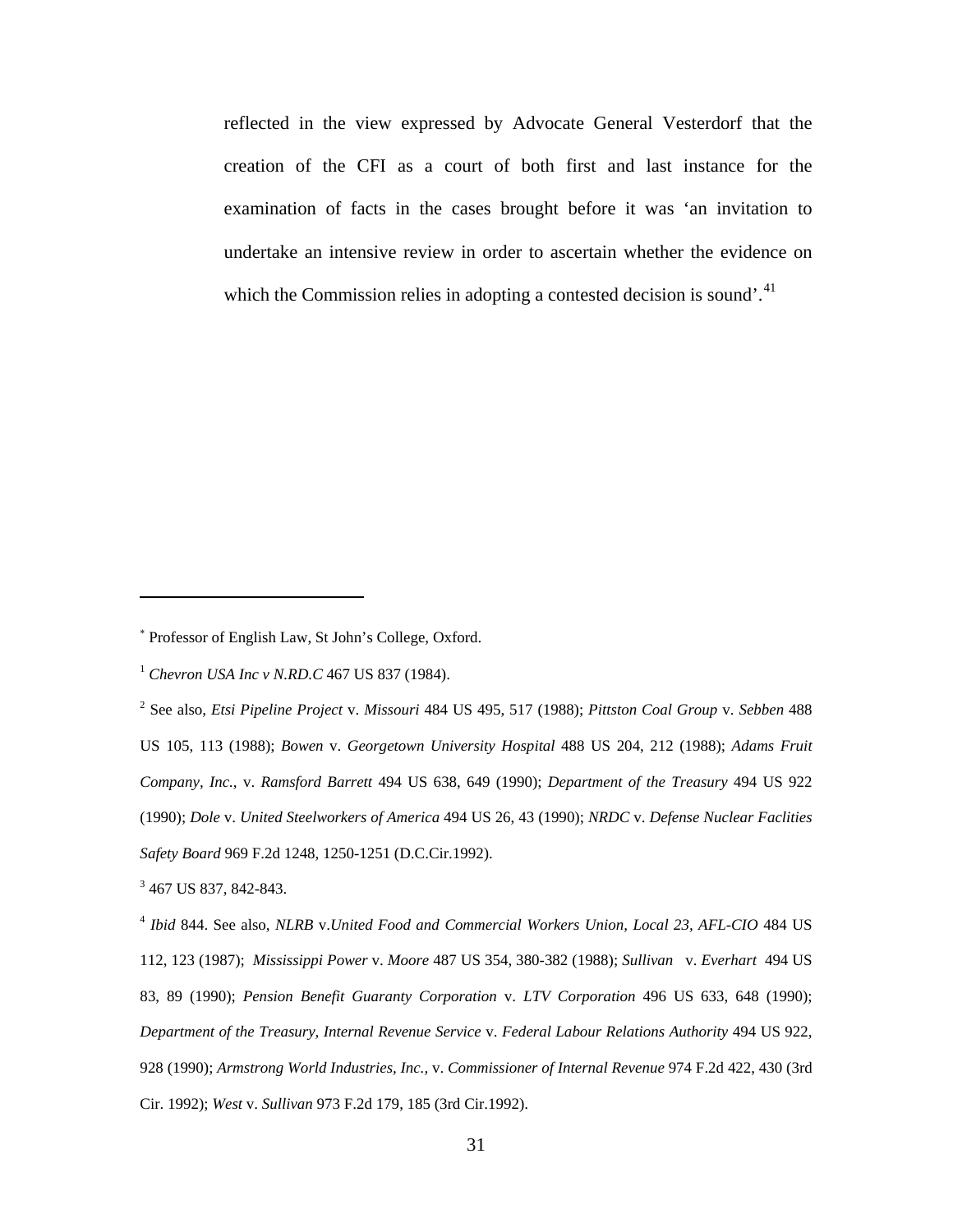reflected in the view expressed by Advocate General Vesterdorf that the creation of the CFI as a court of both first and last instance for the examination of facts in the cases brought before it was 'an invitation to undertake an intensive review in order to ascertain whether the evidence on which the Commission relies in adopting a contested decision is sound'.[41]

---

[*] Professor of English Law, St John's College, Oxford.

[1] *Chevron USA Inc v N.RD.C* 467 US 837 (1984).

[2] See also, *Etsi Pipeline Project* v. *Missouri* 484 US 495, 517 (1988); *Pittston Coal Group* v. *Sebben* 488 US 105, 113 (1988); *Bowen* v. *Georgetown University Hospital* 488 US 204, 212 (1988); *Adams Fruit Company, Inc.,* v. *Ramsford Barrett* 494 US 638, 649 (1990); *Department of the Treasury* 494 US 922 (1990); *Dole* v. *United Steelworkers of America* 494 US 26, 43 (1990); *NRDC* v. *Defense Nuclear Faclities Safety Board* 969 F.2d 1248, 1250-1251 (D.C.Cir.1992).

[3] 467 US 837, 842-843.

[4] *Ibid* 844. See also, *NLRB* v.*United Food and Commercial Workers Union, Local 23, AFL-CIO* 484 US 112, 123 (1987); *Mississippi Power* v. *Moore* 487 US 354, 380-382 (1988); *Sullivan* v. *Everhart* 494 US 83, 89 (1990); *Pension Benefit Guaranty Corporation* v. *LTV Corporation* 496 US 633, 648 (1990); *Department of the Treasury, Internal Revenue Service* v. *Federal Labour Relations Authority* 494 US 922, 928 (1990); *Armstrong World Industries, Inc.,* v. *Commissioner of Internal Revenue* 974 F.2d 422, 430 (3rd Cir. 1992); *West* v. *Sullivan* 973 F.2d 179, 185 (3rd Cir.1992).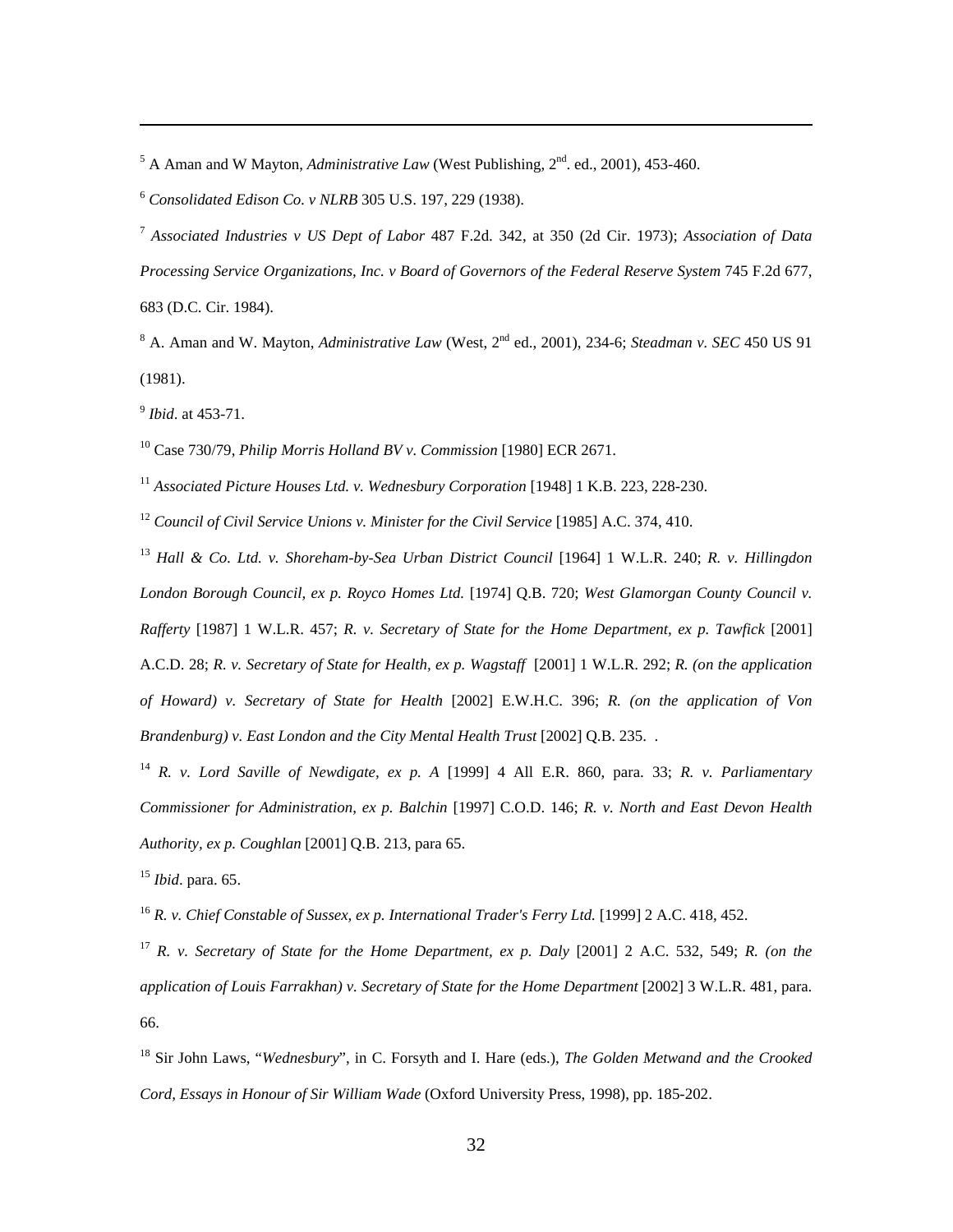[5] A Aman and W Mayton, *Administrative Law* (West Publishing, 2nd. ed., 2001), 453-460.

[6] *Consolidated Edison Co. v NLRB* 305 U.S. 197, 229 (1938).

[7] *Associated Industries v US Dept of Labor* 487 F.2d. 342, at 350 (2d Cir. 1973); *Association of Data Processing Service Organizations, Inc. v Board of Governors of the Federal Reserve System* 745 F.2d 677, 683 (D.C. Cir. 1984).

[8] A. Aman and W. Mayton, *Administrative Law* (West, 2nd ed., 2001), 234-6; *Steadman v. SEC* 450 US 91 (1981).

[9] *Ibid*. at 453-71.

[10] Case 730/79, *Philip Morris Holland BV v. Commission* [1980] ECR 2671.

[11] *Associated Picture Houses Ltd. v. Wednesbury Corporation* [1948] 1 K.B. 223, 228-230.

[12] *Council of Civil Service Unions v. Minister for the Civil Service* [1985] A.C. 374, 410.

[13] *Hall & Co. Ltd. v. Shoreham-by-Sea Urban District Council* [1964] 1 W.L.R. 240; *R. v. Hillingdon London Borough Council, ex p. Royco Homes Ltd.* [1974] Q.B. 720; *West Glamorgan County Council v. Rafferty* [1987] 1 W.L.R. 457; *R. v. Secretary of State for the Home Department, ex p. Tawfick* [2001] A.C.D. 28; *R. v. Secretary of State for Health, ex p. Wagstaff* [2001] 1 W.L.R. 292; *R. (on the application of Howard) v. Secretary of State for Health* [2002] E.W.H.C. 396; *R. (on the application of Von Brandenburg) v. East London and the City Mental Health Trust* [2002] Q.B. 235. .

[14] *R. v. Lord Saville of Newdigate, ex p. A* [1999] 4 All E.R. 860, para. 33; *R. v. Parliamentary Commissioner for Administration, ex p. Balchin* [1997] C.O.D. 146; *R. v. North and East Devon Health Authority, ex p. Coughlan* [2001] Q.B. 213, para 65.

[15] *Ibid*. para. 65.

[16] *R. v. Chief Constable of Sussex, ex p. International Trader's Ferry Ltd.* [1999] 2 A.C. 418, 452.

[17] *R. v. Secretary of State for the Home Department, ex p. Daly* [2001] 2 A.C. 532, 549; *R. (on the application of Louis Farrakhan) v. Secretary of State for the Home Department* [2002] 3 W.L.R. 481, para. 66.

[18] Sir John Laws, "*Wednesbury*", in C. Forsyth and I. Hare (eds.), *The Golden Metwand and the Crooked Cord, Essays in Honour of Sir William Wade* (Oxford University Press, 1998), pp. 185-202.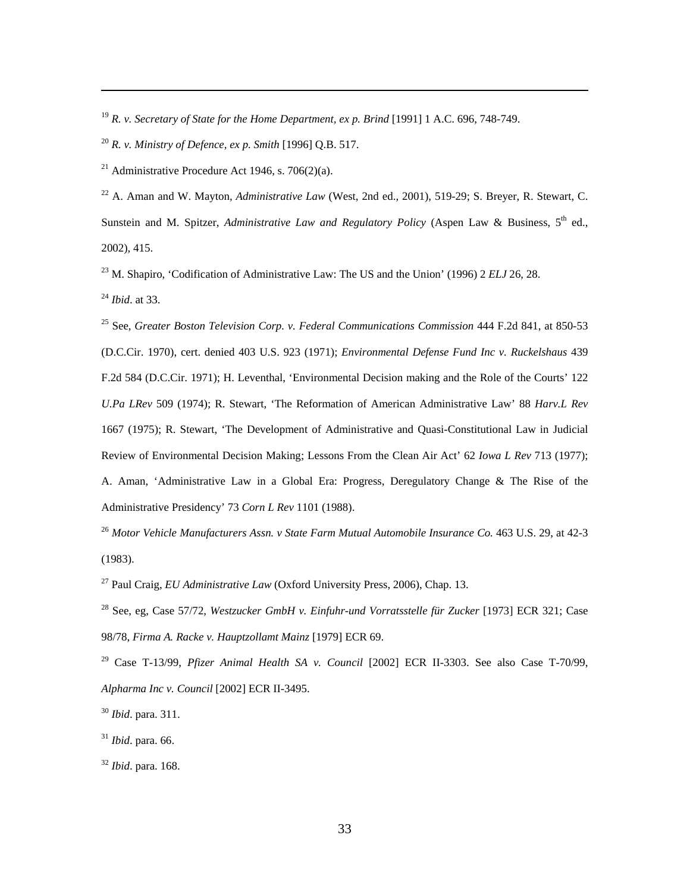[19] *R. v. Secretary of State for the Home Department, ex p. Brind* [1991] 1 A.C. 696, 748-749.

[20] *R. v. Ministry of Defence, ex p. Smith* [1996] Q.B. 517.

[21] Administrative Procedure Act 1946, s. 706(2)(a).

[22] A. Aman and W. Mayton, *Administrative Law* (West, 2nd ed., 2001), 519-29; S. Breyer, R. Stewart, C. Sunstein and M. Spitzer, *Administrative Law and Regulatory Policy* (Aspen Law & Business, 5th ed., 2002), 415.

[23] M. Shapiro, 'Codification of Administrative Law: The US and the Union' (1996) 2 *ELJ* 26, 28.

[24] *Ibid*. at 33.

[25] See, *Greater Boston Television Corp. v. Federal Communications Commission* 444 F.2d 841, at 850-53 (D.C.Cir. 1970), cert. denied 403 U.S. 923 (1971); *Environmental Defense Fund Inc v. Ruckelshaus* 439 F.2d 584 (D.C.Cir. 1971); H. Leventhal, 'Environmental Decision making and the Role of the Courts' 122 *U.Pa LRev* 509 (1974); R. Stewart, 'The Reformation of American Administrative Law' 88 *Harv.L Rev* 1667 (1975); R. Stewart, 'The Development of Administrative and Quasi-Constitutional Law in Judicial Review of Environmental Decision Making; Lessons From the Clean Air Act' 62 *Iowa L Rev* 713 (1977); A. Aman, 'Administrative Law in a Global Era: Progress, Deregulatory Change & The Rise of the Administrative Presidency' 73 *Corn L Rev* 1101 (1988).

[26] *Motor Vehicle Manufacturers Assn. v State Farm Mutual Automobile Insurance Co.* 463 U.S. 29, at 42-3 (1983).

[27] Paul Craig, *EU Administrative Law* (Oxford University Press, 2006), Chap. 13.

[28] See, eg, Case 57/72, *Westzucker GmbH v. Einfuhr-und Vorratsstelle für Zucker* [1973] ECR 321; Case 98/78, *Firma A. Racke v. Hauptzollamt Mainz* [1979] ECR 69.

[29] Case T-13/99, *Pfizer Animal Health SA v. Council* [2002] ECR II-3303. See also Case T-70/99, *Alpharma Inc v. Council* [2002] ECR II-3495.

[30] *Ibid*. para. 311.

[31] *Ibid*. para. 66.

[32] *Ibid*. para. 168.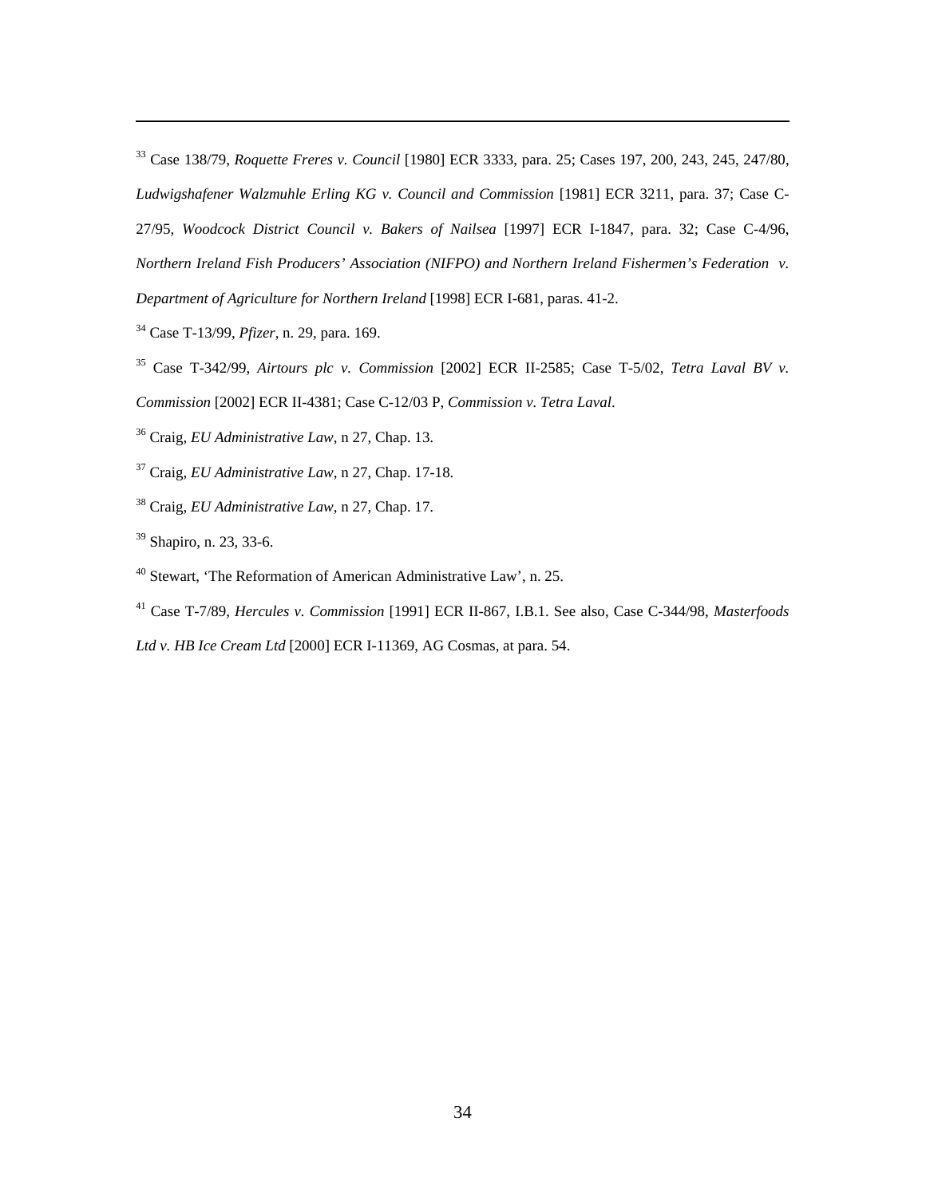[33] Case 138/79, *Roquette Freres v. Council* [1980] ECR 3333, para. 25; Cases 197, 200, 243, 245, 247/80, *Ludwigshafener Walzmuhle Erling KG v. Council and Commission* [1981] ECR 3211, para. 37; Case C-27/95, *Woodcock District Council v. Bakers of Nailsea* [1997] ECR I-1847, para. 32; Case C-4/96, *Northern Ireland Fish Producers' Association (NIFPO) and Northern Ireland Fishermen's Federation v. Department of Agriculture for Northern Ireland* [1998] ECR I-681, paras. 41-2.

[34] Case T-13/99, *Pfizer*, n. 29, para. 169.

[35] Case T-342/99, *Airtours plc v. Commission* [2002] ECR II-2585; Case T-5/02, *Tetra Laval BV v. Commission* [2002] ECR II-4381; Case C-12/03 P, *Commission v. Tetra Laval*.

[36] Craig, *EU Administrative Law*, n 27, Chap. 13.

[37] Craig, *EU Administrative Law*, n 27, Chap. 17-18.

[38] Craig, *EU Administrative Law*, n 27, Chap. 17.

[39] Shapiro, n. 23, 33-6.

[40] Stewart, 'The Reformation of American Administrative Law', n. 25.

[41] Case T-7/89, *Hercules v. Commission* [1991] ECR II-867, I.B.1. See also, Case C-344/98, *Masterfoods Ltd v. HB Ice Cream Ltd* [2000] ECR I-11369, AG Cosmas, at para. 54.